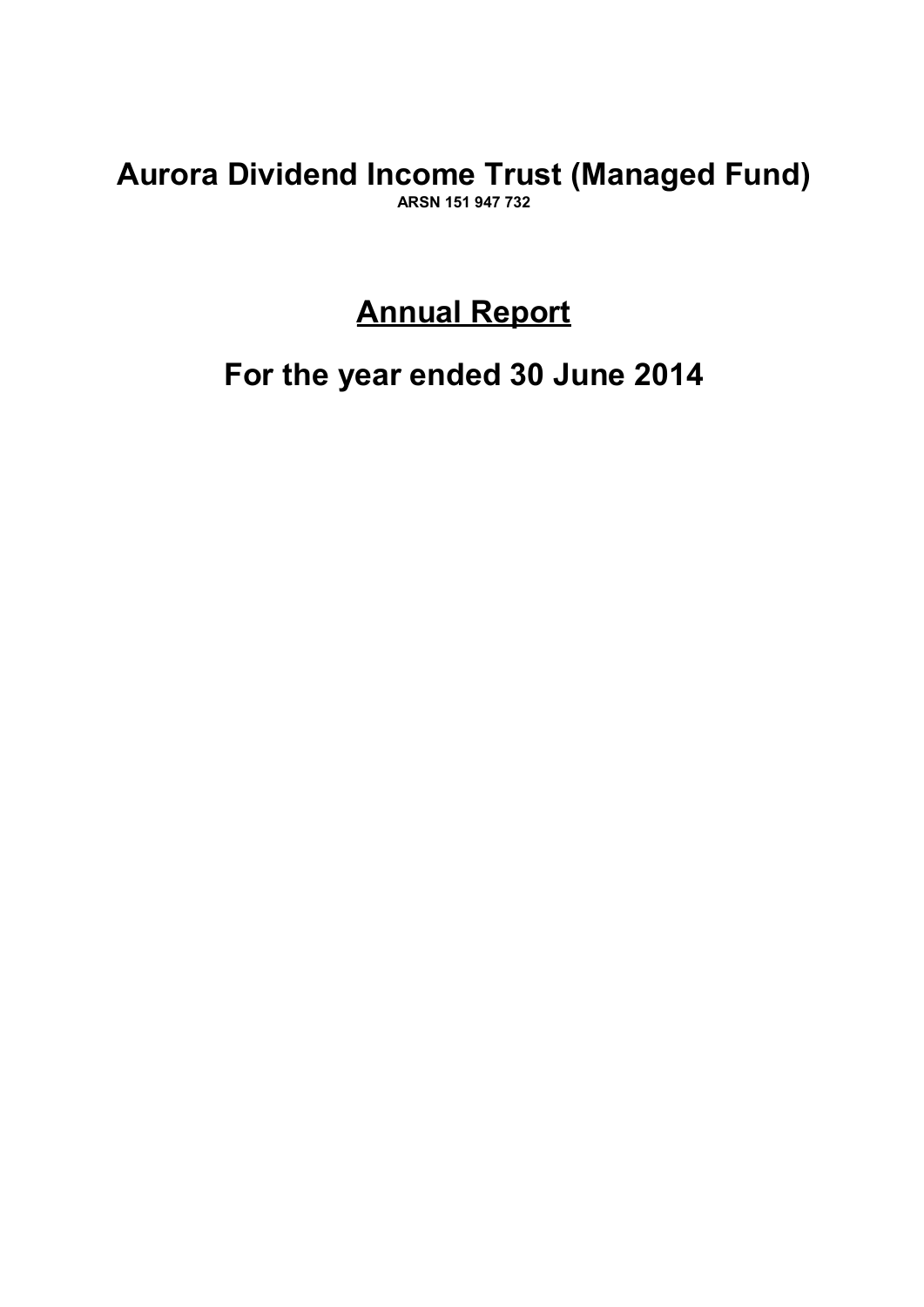# Aurora Dividend Income Trust (Managed Fund)

**ARSN 151 947 732**

## Annual Report

## For the year ended 30 June 2014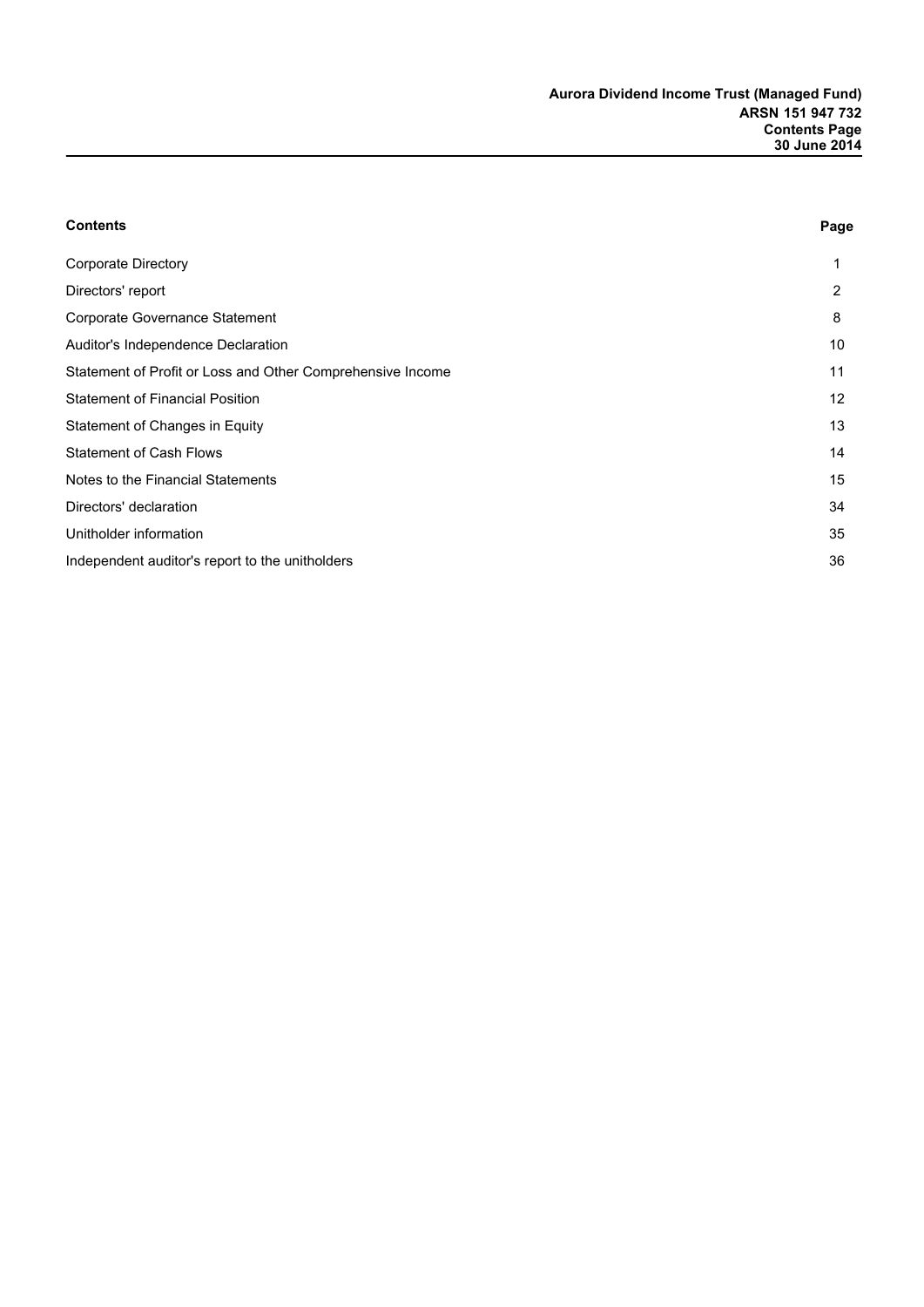| Contents | Page |
|---|---|
| Corporate Directory | 1 |
| Directors' report | 2 |
| Corporate Governance Statement | 8 |
| Auditor's Independence Declaration | 10 |
| Statement of Profit or Loss and Other Comprehensive Income | 11 |
| Statement of Financial Position | 12 |
| Statement of Changes in Equity | 13 |
| Statement of Cash Flows | 14 |
| Notes to the Financial Statements | 15 |
| Directors' declaration | 34 |
| Unitholder information | 35 |
| Independent auditor's report to the unitholders | 36 |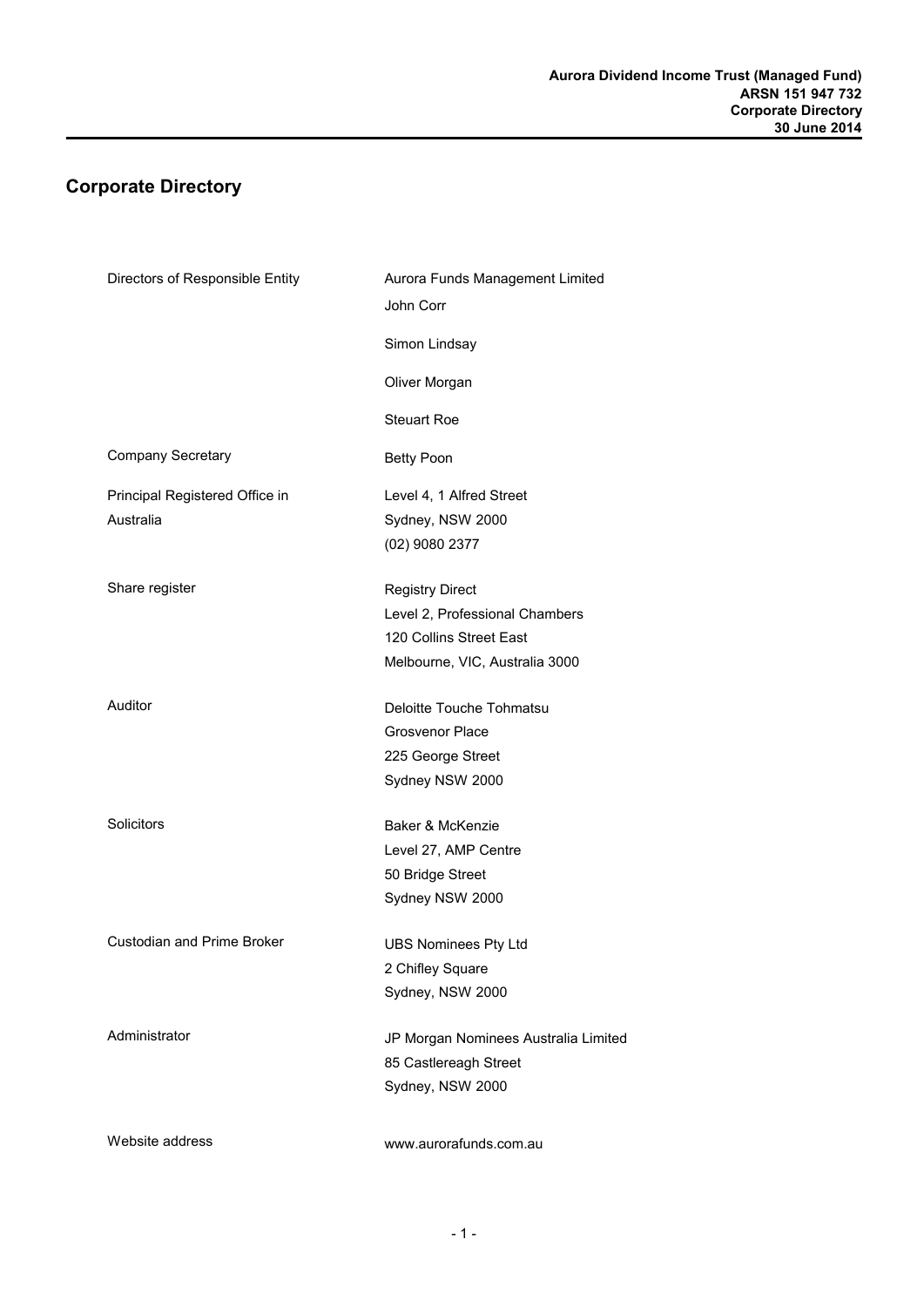# Corporate Directory

| | |
|---|---|
| Directors of Responsible Entity | Aurora Funds Management Limited<br>John Corr<br>Simon Lindsay<br>Oliver Morgan<br>Steuart Roe |
| Company Secretary | Betty Poon |
| Principal Registered Office in Australia | Level 4, 1 Alfred Street<br>Sydney, NSW 2000<br>(02) 9080 2377 |
| Share register | Registry Direct<br>Level 2, Professional Chambers<br>120 Collins Street East<br>Melbourne, VIC, Australia 3000 |
| Auditor | Deloitte Touche Tohmatsu<br>Grosvenor Place<br>225 George Street<br>Sydney NSW 2000 |
| Solicitors | Baker & McKenzie<br>Level 27, AMP Centre<br>50 Bridge Street<br>Sydney NSW 2000 |
| Custodian and Prime Broker | UBS Nominees Pty Ltd<br>2 Chifley Square<br>Sydney, NSW 2000 |
| Administrator | JP Morgan Nominees Australia Limited<br>85 Castlereagh Street<br>Sydney, NSW 2000 |
| Website address | www.aurorafunds.com.au |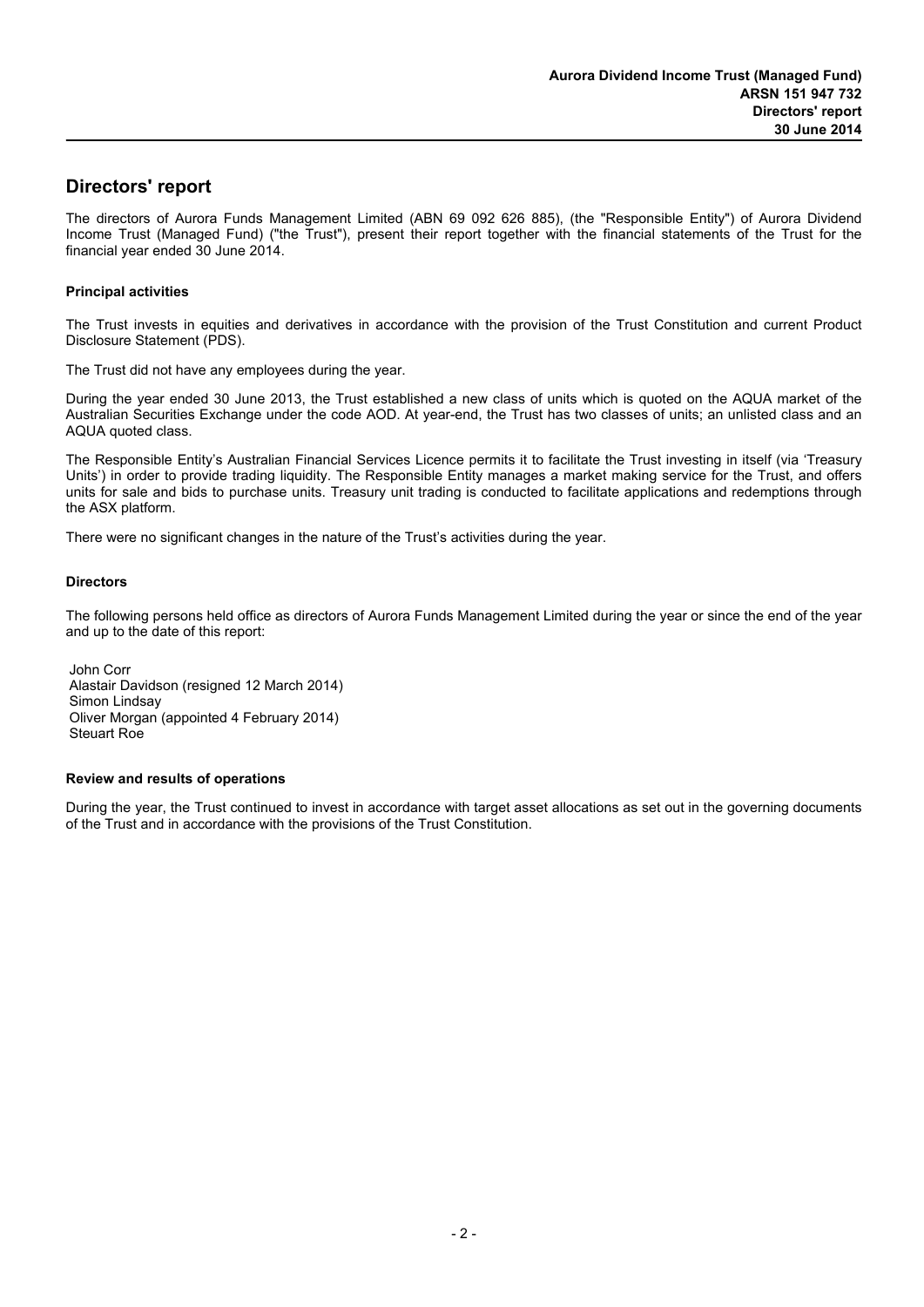# Directors' report

The directors of Aurora Funds Management Limited (ABN 69 092 626 885), (the "Responsible Entity") of Aurora Dividend Income Trust (Managed Fund) ("the Trust"), present their report together with the financial statements of the Trust for the financial year ended 30 June 2014.

### Principal activities

The Trust invests in equities and derivatives in accordance with the provision of the Trust Constitution and current Product Disclosure Statement (PDS).

The Trust did not have any employees during the year.

During the year ended 30 June 2013, the Trust established a new class of units which is quoted on the AQUA market of the Australian Securities Exchange under the code AOD. At year-end, the Trust has two classes of units; an unlisted class and an AQUA quoted class.

The Responsible Entity's Australian Financial Services Licence permits it to facilitate the Trust investing in itself (via 'Treasury Units') in order to provide trading liquidity. The Responsible Entity manages a market making service for the Trust, and offers units for sale and bids to purchase units. Treasury unit trading is conducted to facilitate applications and redemptions through the ASX platform.

There were no significant changes in the nature of the Trust's activities during the year.

### Directors

The following persons held office as directors of Aurora Funds Management Limited during the year or since the end of the year and up to the date of this report:

John Corr
Alastair Davidson (resigned 12 March 2014)
Simon Lindsay
Oliver Morgan (appointed 4 February 2014)
Steuart Roe

### Review and results of operations

During the year, the Trust continued to invest in accordance with target asset allocations as set out in the governing documents of the Trust and in accordance with the provisions of the Trust Constitution.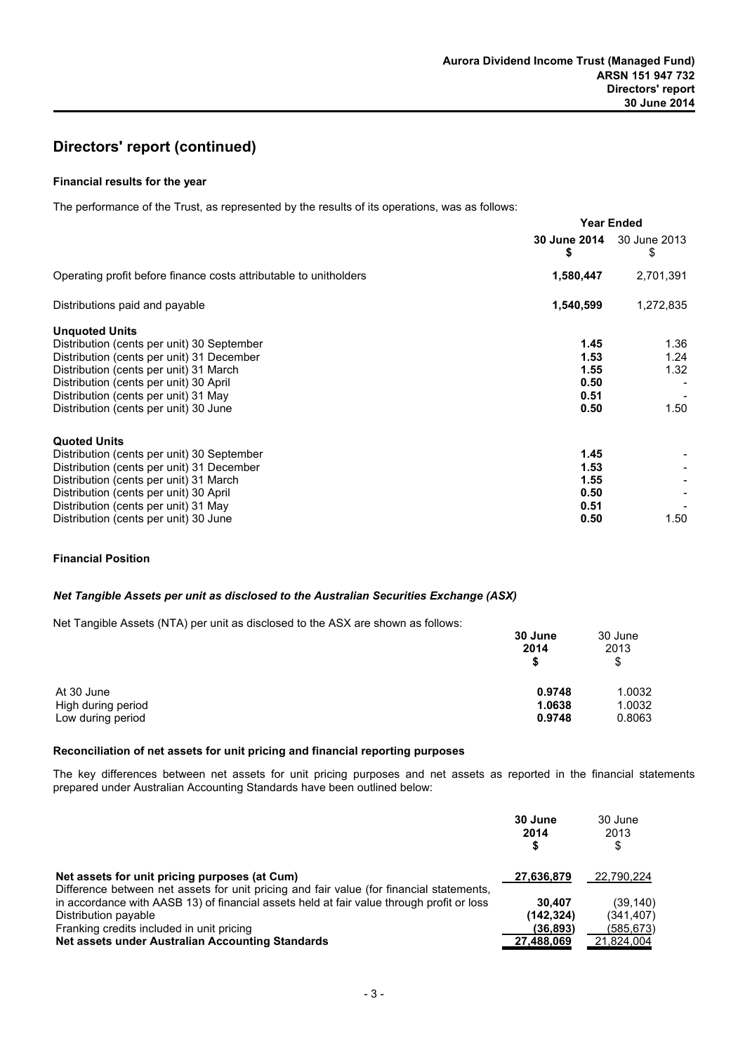## Directors' report (continued)

### Financial results for the year

The performance of the Trust, as represented by the results of its operations, was as follows:

| | Year Ended | |
|---|---|---|
| | **30 June 2014 $** | 30 June 2013 $ |
| Operating profit before finance costs attributable to unitholders | **1,580,447** | 2,701,391 |
| Distributions paid and payable | **1,540,599** | 1,272,835 |
| **Unquoted Units** | | |
| Distribution (cents per unit) 30 September | **1.45** | 1.36 |
| Distribution (cents per unit) 31 December | **1.53** | 1.24 |
| Distribution (cents per unit) 31 March | **1.55** | 1.32 |
| Distribution (cents per unit) 30 April | **0.50** | - |
| Distribution (cents per unit) 31 May | **0.51** | - |
| Distribution (cents per unit) 30 June | **0.50** | 1.50 |
| **Quoted Units** | | |
| Distribution (cents per unit) 30 September | **1.45** | - |
| Distribution (cents per unit) 31 December | **1.53** | - |
| Distribution (cents per unit) 31 March | **1.55** | - |
| Distribution (cents per unit) 30 April | **0.50** | - |
| Distribution (cents per unit) 31 May | **0.51** | - |
| Distribution (cents per unit) 30 June | **0.50** | 1.50 |

### Financial Position

#### *Net Tangible Assets per unit as disclosed to the Australian Securities Exchange (ASX)*

Net Tangible Assets (NTA) per unit as disclosed to the ASX are shown as follows:

| | **30 June 2014 $** | 30 June 2013 $ |
|---|---|---|
| At 30 June | **0.9748** | 1.0032 |
| High during period | **1.0638** | 1.0032 |
| Low during period | **0.9748** | 0.8063 |

### Reconciliation of net assets for unit pricing and financial reporting purposes

The key differences between net assets for unit pricing purposes and net assets as reported in the financial statements prepared under Australian Accounting Standards have been outlined below:

| | **30 June 2014 $** | 30 June 2013 $ |
|---|---|---|
| **Net assets for unit pricing purposes (at Cum)** | **27,636,879** | 22,790,224 |
| Difference between net assets for unit pricing and fair value (for financial statements, in accordance with AASB 13) of financial assets held at fair value through profit or loss | **30,407** | (39,140) |
| Distribution payable | **(142,324)** | (341,407) |
| Franking credits included in unit pricing | **(36,893)** | (585,673) |
| **Net assets under Australian Accounting Standards** | **27,488,069** | 21,824,004 |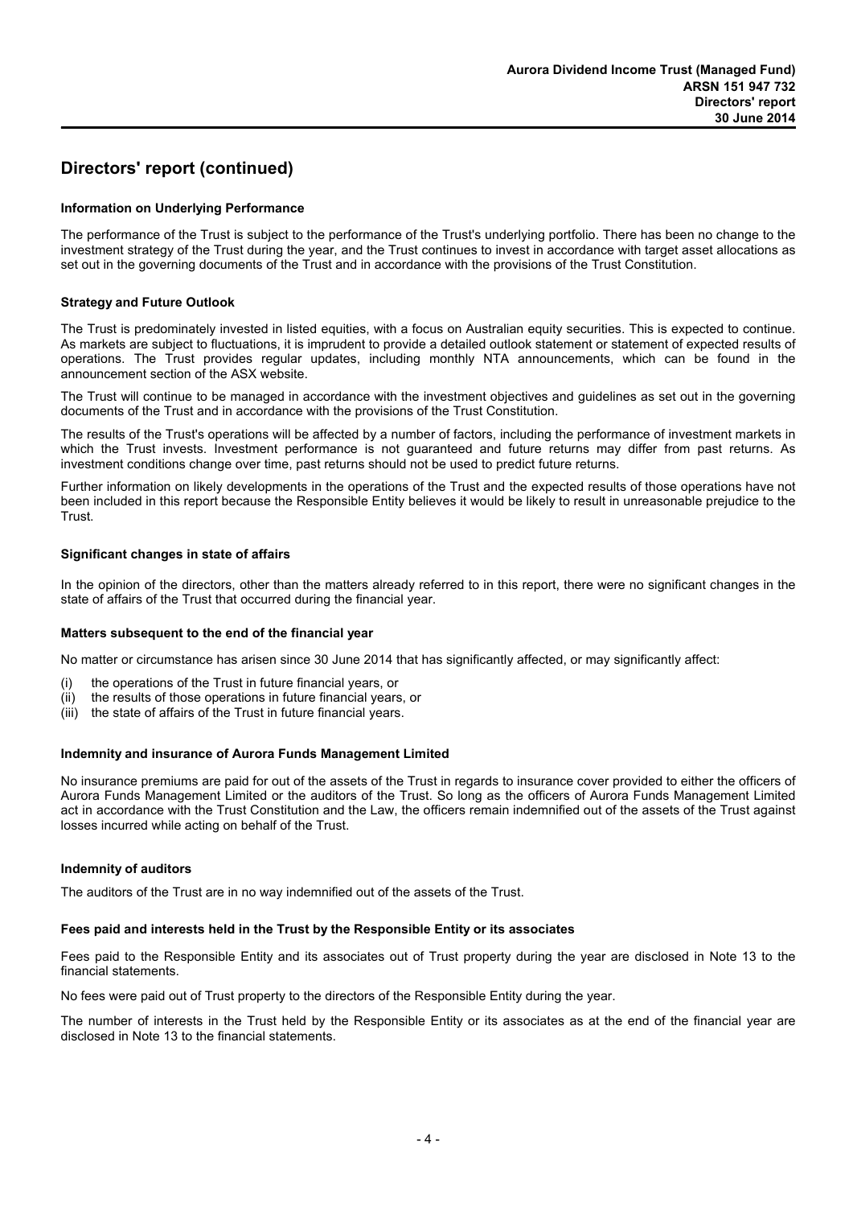## Directors' report (continued)

**Information on Underlying Performance**

The performance of the Trust is subject to the performance of the Trust's underlying portfolio. There has been no change to the investment strategy of the Trust during the year, and the Trust continues to invest in accordance with target asset allocations as set out in the governing documents of the Trust and in accordance with the provisions of the Trust Constitution.

**Strategy and Future Outlook**

The Trust is predominately invested in listed equities, with a focus on Australian equity securities. This is expected to continue. As markets are subject to fluctuations, it is imprudent to provide a detailed outlook statement or statement of expected results of operations. The Trust provides regular updates, including monthly NTA announcements, which can be found in the announcement section of the ASX website.

The Trust will continue to be managed in accordance with the investment objectives and guidelines as set out in the governing documents of the Trust and in accordance with the provisions of the Trust Constitution.

The results of the Trust's operations will be affected by a number of factors, including the performance of investment markets in which the Trust invests. Investment performance is not guaranteed and future returns may differ from past returns. As investment conditions change over time, past returns should not be used to predict future returns.

Further information on likely developments in the operations of the Trust and the expected results of those operations have not been included in this report because the Responsible Entity believes it would be likely to result in unreasonable prejudice to the Trust.

**Significant changes in state of affairs**

In the opinion of the directors, other than the matters already referred to in this report, there were no significant changes in the state of affairs of the Trust that occurred during the financial year.

**Matters subsequent to the end of the financial year**

No matter or circumstance has arisen since 30 June 2014 that has significantly affected, or may significantly affect:

(i) the operations of the Trust in future financial years, or
(ii) the results of those operations in future financial years, or
(iii) the state of affairs of the Trust in future financial years.

**Indemnity and insurance of Aurora Funds Management Limited**

No insurance premiums are paid for out of the assets of the Trust in regards to insurance cover provided to either the officers of Aurora Funds Management Limited or the auditors of the Trust. So long as the officers of Aurora Funds Management Limited act in accordance with the Trust Constitution and the Law, the officers remain indemnified out of the assets of the Trust against losses incurred while acting on behalf of the Trust.

**Indemnity of auditors**

The auditors of the Trust are in no way indemnified out of the assets of the Trust.

**Fees paid and interests held in the Trust by the Responsible Entity or its associates**

Fees paid to the Responsible Entity and its associates out of Trust property during the year are disclosed in Note 13 to the financial statements.

No fees were paid out of Trust property to the directors of the Responsible Entity during the year.

The number of interests in the Trust held by the Responsible Entity or its associates as at the end of the financial year are disclosed in Note 13 to the financial statements.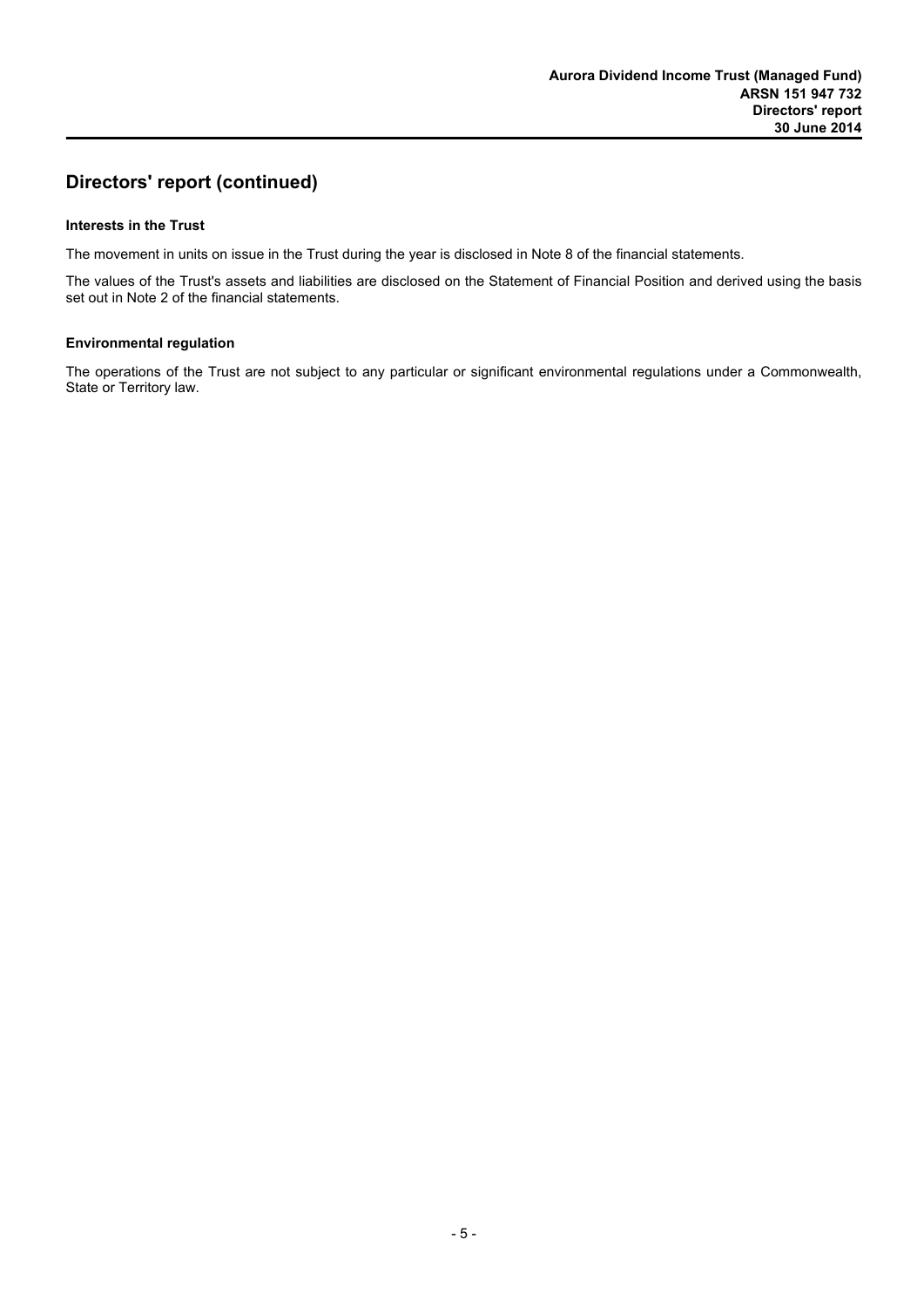# Directors' report (continued)

### Interests in the Trust

The movement in units on issue in the Trust during the year is disclosed in Note 8 of the financial statements.

The values of the Trust's assets and liabilities are disclosed on the Statement of Financial Position and derived using the basis set out in Note 2 of the financial statements.

### Environmental regulation

The operations of the Trust are not subject to any particular or significant environmental regulations under a Commonwealth, State or Territory law.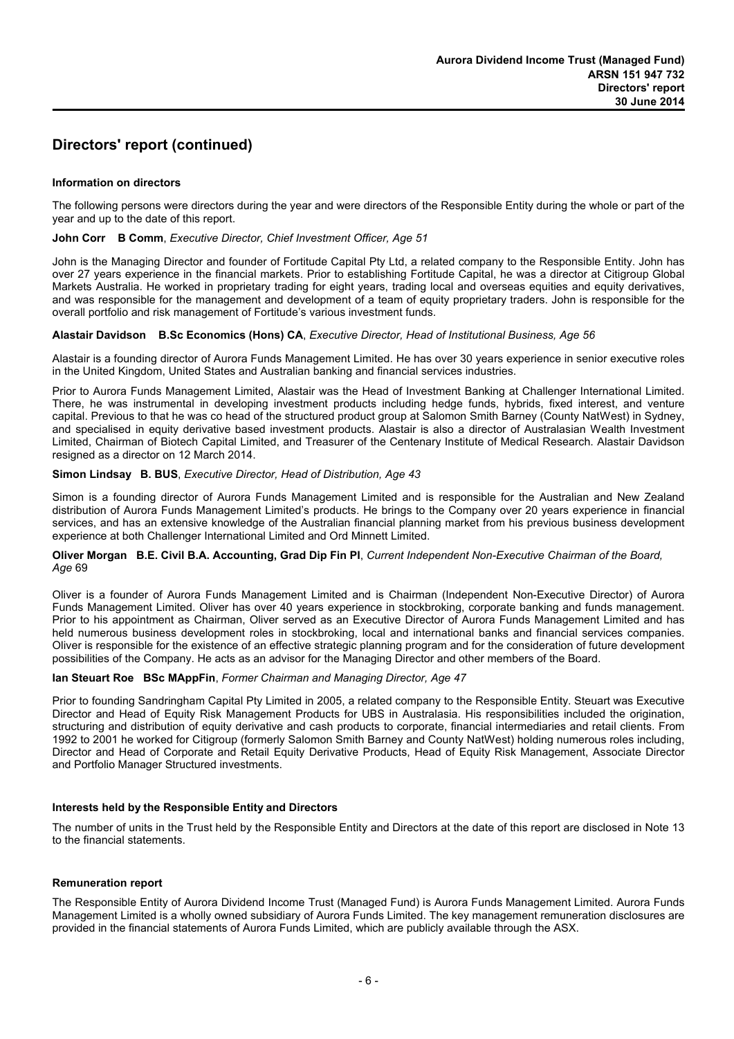## Directors' report (continued)

### Information on directors

The following persons were directors during the year and were directors of the Responsible Entity during the whole or part of the year and up to the date of this report.

**John Corr B Comm**, *Executive Director, Chief Investment Officer, Age 51*

John is the Managing Director and founder of Fortitude Capital Pty Ltd, a related company to the Responsible Entity. John has over 27 years experience in the financial markets. Prior to establishing Fortitude Capital, he was a director at Citigroup Global Markets Australia. He worked in proprietary trading for eight years, trading local and overseas equities and equity derivatives, and was responsible for the management and development of a team of equity proprietary traders. John is responsible for the overall portfolio and risk management of Fortitude's various investment funds.

**Alastair Davidson B.Sc Economics (Hons) CA**, *Executive Director, Head of Institutional Business, Age 56*

Alastair is a founding director of Aurora Funds Management Limited. He has over 30 years experience in senior executive roles in the United Kingdom, United States and Australian banking and financial services industries.

Prior to Aurora Funds Management Limited, Alastair was the Head of Investment Banking at Challenger International Limited. There, he was instrumental in developing investment products including hedge funds, hybrids, fixed interest, and venture capital. Previous to that he was co head of the structured product group at Salomon Smith Barney (County NatWest) in Sydney, and specialised in equity derivative based investment products. Alastair is also a director of Australasian Wealth Investment Limited, Chairman of Biotech Capital Limited, and Treasurer of the Centenary Institute of Medical Research. Alastair Davidson resigned as a director on 12 March 2014.

**Simon Lindsay B. BUS**, *Executive Director, Head of Distribution, Age 43*

Simon is a founding director of Aurora Funds Management Limited and is responsible for the Australian and New Zealand distribution of Aurora Funds Management Limited's products. He brings to the Company over 20 years experience in financial services, and has an extensive knowledge of the Australian financial planning market from his previous business development experience at both Challenger International Limited and Ord Minnett Limited.

**Oliver Morgan B.E. Civil B.A. Accounting, Grad Dip Fin Pl**, *Current Independent Non-Executive Chairman of the Board, Age* 69

Oliver is a founder of Aurora Funds Management Limited and is Chairman (Independent Non-Executive Director) of Aurora Funds Management Limited. Oliver has over 40 years experience in stockbroking, corporate banking and funds management. Prior to his appointment as Chairman, Oliver served as an Executive Director of Aurora Funds Management Limited and has held numerous business development roles in stockbroking, local and international banks and financial services companies. Oliver is responsible for the existence of an effective strategic planning program and for the consideration of future development possibilities of the Company. He acts as an advisor for the Managing Director and other members of the Board.

**Ian Steuart Roe BSc MAppFin**, *Former Chairman and Managing Director, Age 47*

Prior to founding Sandringham Capital Pty Limited in 2005, a related company to the Responsible Entity. Steuart was Executive Director and Head of Equity Risk Management Products for UBS in Australasia. His responsibilities included the origination, structuring and distribution of equity derivative and cash products to corporate, financial intermediaries and retail clients. From 1992 to 2001 he worked for Citigroup (formerly Salomon Smith Barney and County NatWest) holding numerous roles including, Director and Head of Corporate and Retail Equity Derivative Products, Head of Equity Risk Management, Associate Director and Portfolio Manager Structured investments.

### Interests held by the Responsible Entity and Directors

The number of units in the Trust held by the Responsible Entity and Directors at the date of this report are disclosed in Note 13 to the financial statements.

### Remuneration report

The Responsible Entity of Aurora Dividend Income Trust (Managed Fund) is Aurora Funds Management Limited. Aurora Funds Management Limited is a wholly owned subsidiary of Aurora Funds Limited. The key management remuneration disclosures are provided in the financial statements of Aurora Funds Limited, which are publicly available through the ASX.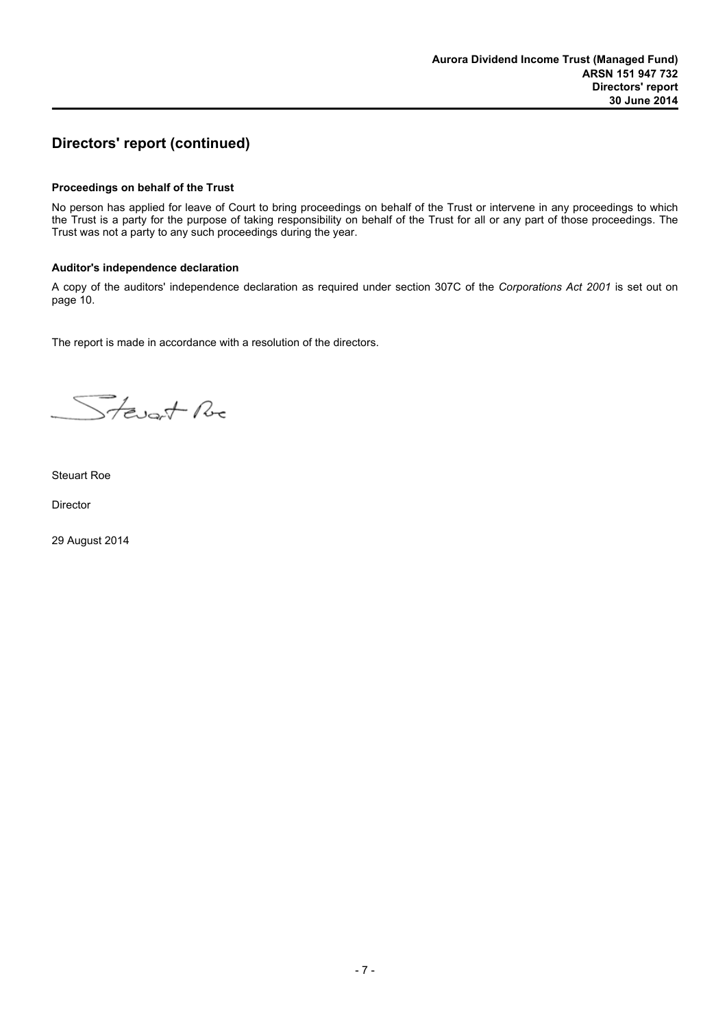## Directors' report (continued)

**Proceedings on behalf of the Trust**

No person has applied for leave of Court to bring proceedings on behalf of the Trust or intervene in any proceedings to which the Trust is a party for the purpose of taking responsibility on behalf of the Trust for all or any part of those proceedings. The Trust was not a party to any such proceedings during the year.

**Auditor's independence declaration**

A copy of the auditors' independence declaration as required under section 307C of the *Corporations Act 2001* is set out on page 10.

The report is made in accordance with a resolution of the directors.

Steuart Roe

Director

29 August 2014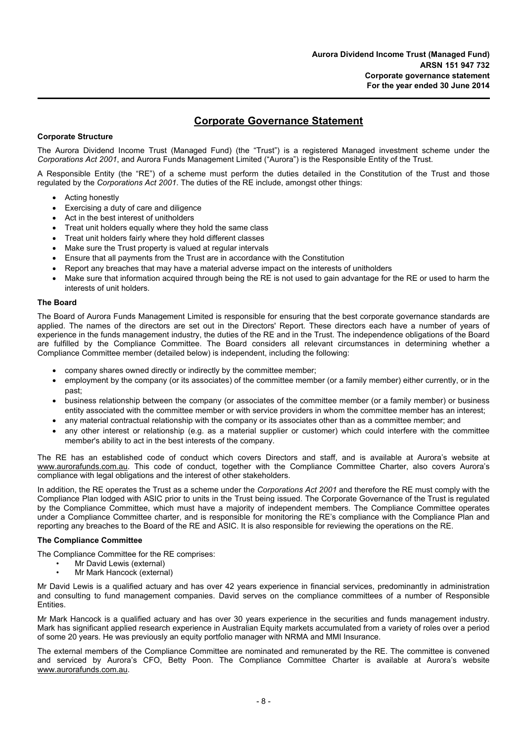# Corporate Governance Statement

**Corporate Structure**

The Aurora Dividend Income Trust (Managed Fund) (the "Trust") is a registered Managed investment scheme under the *Corporations Act 2001*, and Aurora Funds Management Limited ("Aurora") is the Responsible Entity of the Trust.

A Responsible Entity (the "RE") of a scheme must perform the duties detailed in the Constitution of the Trust and those regulated by the *Corporations Act 2001*. The duties of the RE include, amongst other things:

- Acting honestly
- Exercising a duty of care and diligence
- Act in the best interest of unitholders
- Treat unit holders equally where they hold the same class
- Treat unit holders fairly where they hold different classes
- Make sure the Trust property is valued at regular intervals
- Ensure that all payments from the Trust are in accordance with the Constitution
- Report any breaches that may have a material adverse impact on the interests of unitholders
- Make sure that information acquired through being the RE is not used to gain advantage for the RE or used to harm the interests of unit holders.

**The Board**

The Board of Aurora Funds Management Limited is responsible for ensuring that the best corporate governance standards are applied. The names of the directors are set out in the Directors' Report. These directors each have a number of years of experience in the funds management industry, the duties of the RE and in the Trust. The independence obligations of the Board are fulfilled by the Compliance Committee. The Board considers all relevant circumstances in determining whether a Compliance Committee member (detailed below) is independent, including the following:

- company shares owned directly or indirectly by the committee member;
- employment by the company (or its associates) of the committee member (or a family member) either currently, or in the past;
- business relationship between the company (or associates of the committee member (or a family member) or business entity associated with the committee member or with service providers in whom the committee member has an interest;
- any material contractual relationship with the company or its associates other than as a committee member; and
- any other interest or relationship (e.g. as a material supplier or customer) which could interfere with the committee member's ability to act in the best interests of the company.

The RE has an established code of conduct which covers Directors and staff, and is available at Aurora's website at www.aurorafunds.com.au. This code of conduct, together with the Compliance Committee Charter, also covers Aurora's compliance with legal obligations and the interest of other stakeholders.

In addition, the RE operates the Trust as a scheme under the *Corporations Act 2001* and therefore the RE must comply with the Compliance Plan lodged with ASIC prior to units in the Trust being issued. The Corporate Governance of the Trust is regulated by the Compliance Committee, which must have a majority of independent members. The Compliance Committee operates under a Compliance Committee charter, and is responsible for monitoring the RE's compliance with the Compliance Plan and reporting any breaches to the Board of the RE and ASIC. It is also responsible for reviewing the operations on the RE.

**The Compliance Committee**

The Compliance Committee for the RE comprises:

- Mr David Lewis (external)
- Mr Mark Hancock (external)

Mr David Lewis is a qualified actuary and has over 42 years experience in financial services, predominantly in administration and consulting to fund management companies. David serves on the compliance committees of a number of Responsible Entities.

Mr Mark Hancock is a qualified actuary and has over 30 years experience in the securities and funds management industry. Mark has significant applied research experience in Australian Equity markets accumulated from a variety of roles over a period of some 20 years. He was previously an equity portfolio manager with NRMA and MMI Insurance.

The external members of the Compliance Committee are nominated and remunerated by the RE. The committee is convened and serviced by Aurora's CFO, Betty Poon. The Compliance Committee Charter is available at Aurora's website www.aurorafunds.com.au.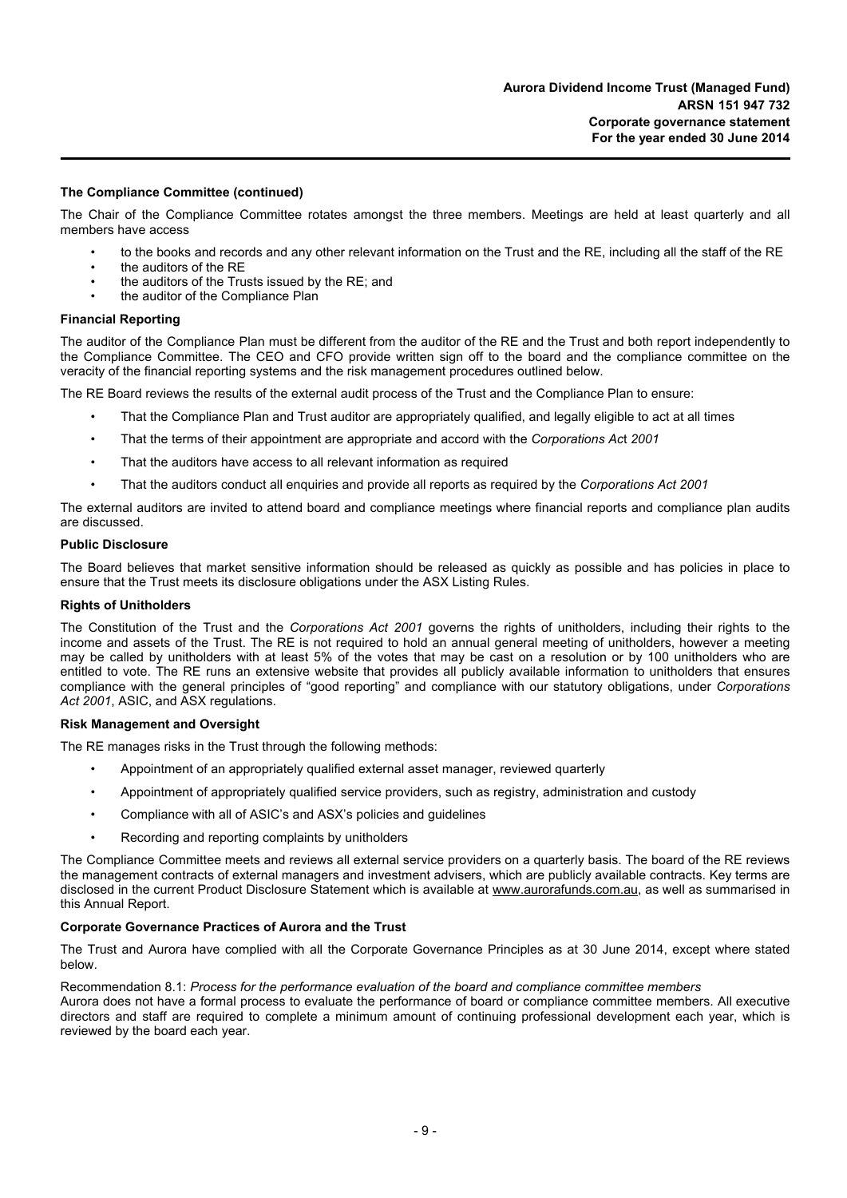**The Compliance Committee (continued)**

The Chair of the Compliance Committee rotates amongst the three members. Meetings are held at least quarterly and all members have access

- to the books and records and any other relevant information on the Trust and the RE, including all the staff of the RE
- the auditors of the RE
- the auditors of the Trusts issued by the RE; and
- the auditor of the Compliance Plan

**Financial Reporting**

The auditor of the Compliance Plan must be different from the auditor of the RE and the Trust and both report independently to the Compliance Committee. The CEO and CFO provide written sign off to the board and the compliance committee on the veracity of the financial reporting systems and the risk management procedures outlined below.

The RE Board reviews the results of the external audit process of the Trust and the Compliance Plan to ensure:

- That the Compliance Plan and Trust auditor are appropriately qualified, and legally eligible to act at all times
- That the terms of their appointment are appropriate and accord with the *Corporations Act 2001*
- That the auditors have access to all relevant information as required
- That the auditors conduct all enquiries and provide all reports as required by the *Corporations Act 2001*

The external auditors are invited to attend board and compliance meetings where financial reports and compliance plan audits are discussed.

**Public Disclosure**

The Board believes that market sensitive information should be released as quickly as possible and has policies in place to ensure that the Trust meets its disclosure obligations under the ASX Listing Rules.

**Rights of Unitholders**

The Constitution of the Trust and the *Corporations Act 2001* governs the rights of unitholders, including their rights to the income and assets of the Trust. The RE is not required to hold an annual general meeting of unitholders, however a meeting may be called by unitholders with at least 5% of the votes that may be cast on a resolution or by 100 unitholders who are entitled to vote. The RE runs an extensive website that provides all publicly available information to unitholders that ensures compliance with the general principles of "good reporting" and compliance with our statutory obligations, under *Corporations Act 2001*, ASIC, and ASX regulations.

**Risk Management and Oversight**

The RE manages risks in the Trust through the following methods:

- Appointment of an appropriately qualified external asset manager, reviewed quarterly
- Appointment of appropriately qualified service providers, such as registry, administration and custody
- Compliance with all of ASIC's and ASX's policies and guidelines
- Recording and reporting complaints by unitholders

The Compliance Committee meets and reviews all external service providers on a quarterly basis. The board of the RE reviews the management contracts of external managers and investment advisers, which are publicly available contracts. Key terms are disclosed in the current Product Disclosure Statement which is available at www.aurorafunds.com.au, as well as summarised in this Annual Report.

**Corporate Governance Practices of Aurora and the Trust**

The Trust and Aurora have complied with all the Corporate Governance Principles as at 30 June 2014, except where stated below.

Recommendation 8.1: *Process for the performance evaluation of the board and compliance committee members*
Aurora does not have a formal process to evaluate the performance of board or compliance committee members. All executive directors and staff are required to complete a minimum amount of continuing professional development each year, which is reviewed by the board each year.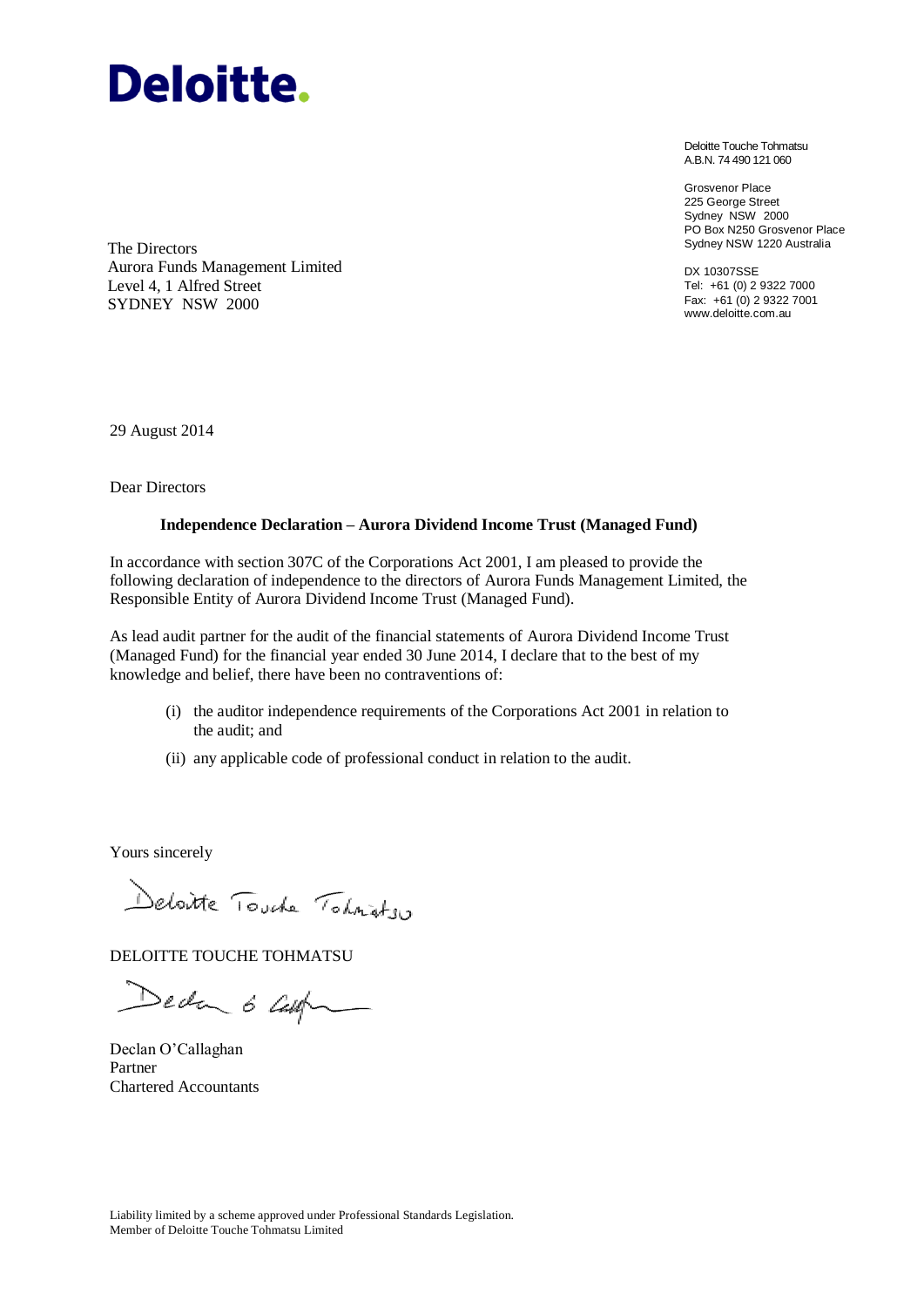**Deloitte.**

Deloitte Touche Tohmatsu
A.B.N. 74 490 121 060

Grosvenor Place
225 George Street
Sydney NSW 2000
PO Box N250 Grosvenor Place
Sydney NSW 1220 Australia

DX 10307SSE
Tel: +61 (0) 2 9322 7000
Fax: +61 (0) 2 9322 7001
www.deloitte.com.au

The Directors
Aurora Funds Management Limited
Level 4, 1 Alfred Street
SYDNEY NSW 2000

29 August 2014

Dear Directors

**Independence Declaration – Aurora Dividend Income Trust (Managed Fund)**

In accordance with section 307C of the Corporations Act 2001, I am pleased to provide the following declaration of independence to the directors of Aurora Funds Management Limited, the Responsible Entity of Aurora Dividend Income Trust (Managed Fund).

As lead audit partner for the audit of the financial statements of Aurora Dividend Income Trust (Managed Fund) for the financial year ended 30 June 2014, I declare that to the best of my knowledge and belief, there have been no contraventions of:

(i) the auditor independence requirements of the Corporations Act 2001 in relation to the audit; and

(ii) any applicable code of professional conduct in relation to the audit.

Yours sincerely

Deloitte Touche Tohmatsu

DELOITTE TOUCHE TOHMATSU

Declan O'Callaghan
Partner
Chartered Accountants

Liability limited by a scheme approved under Professional Standards Legislation.
Member of Deloitte Touche Tohmatsu Limited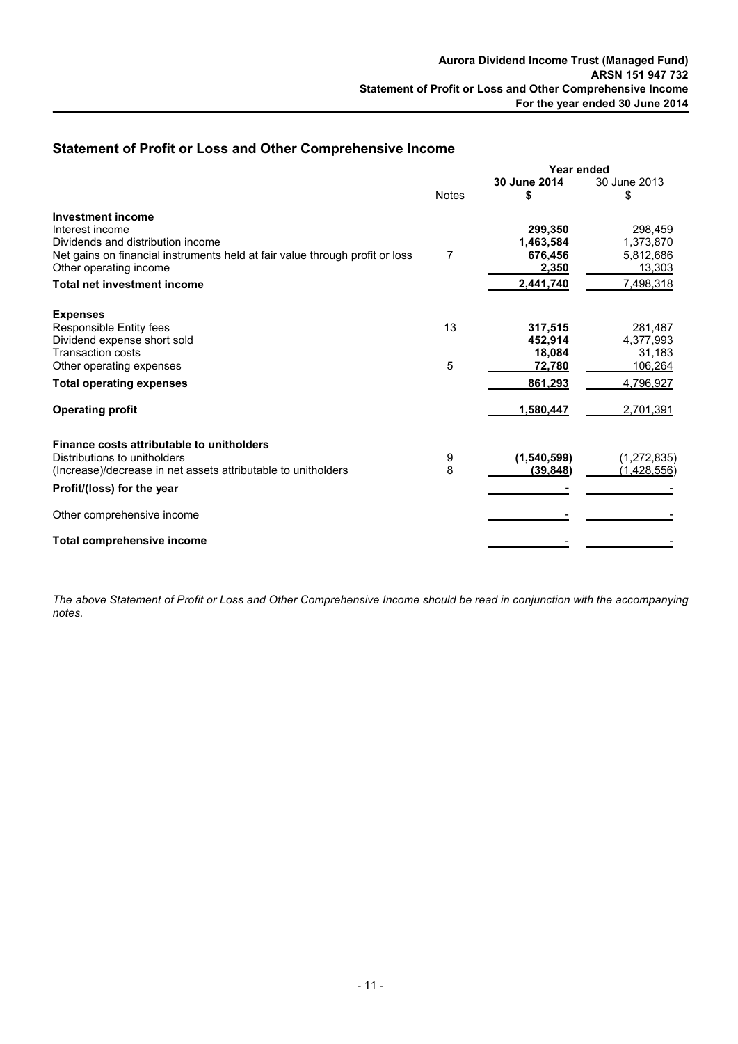## Statement of Profit or Loss and Other Comprehensive Income

| | Notes | Year ended 30 June 2014 $ | 30 June 2013 $ |
|---|---|---|---|
| **Investment income** | | | |
| Interest income | | **299,350** | 298,459 |
| Dividends and distribution income | | **1,463,584** | 1,373,870 |
| Net gains on financial instruments held at fair value through profit or loss | 7 | **676,456** | 5,812,686 |
| Other operating income | | **2,350** | 13,303 |
| **Total net investment income** | | **2,441,740** | 7,498,318 |
| **Expenses** | | | |
| Responsible Entity fees | 13 | **317,515** | 281,487 |
| Dividend expense short sold | | **452,914** | 4,377,993 |
| Transaction costs | | **18,084** | 31,183 |
| Other operating expenses | 5 | **72,780** | 106,264 |
| **Total operating expenses** | | **861,293** | 4,796,927 |
| **Operating profit** | | **1,580,447** | 2,701,391 |
| **Finance costs attributable to unitholders** | | | |
| Distributions to unitholders | 9 | **(1,540,599)** | (1,272,835) |
| (Increase)/decrease in net assets attributable to unitholders | 8 | **(39,848)** | (1,428,556) |
| **Profit/(loss) for the year** | | **-** | - |
| Other comprehensive income | | - | - |
| **Total comprehensive income** | | - | - |

*The above Statement of Profit or Loss and Other Comprehensive Income should be read in conjunction with the accompanying notes.*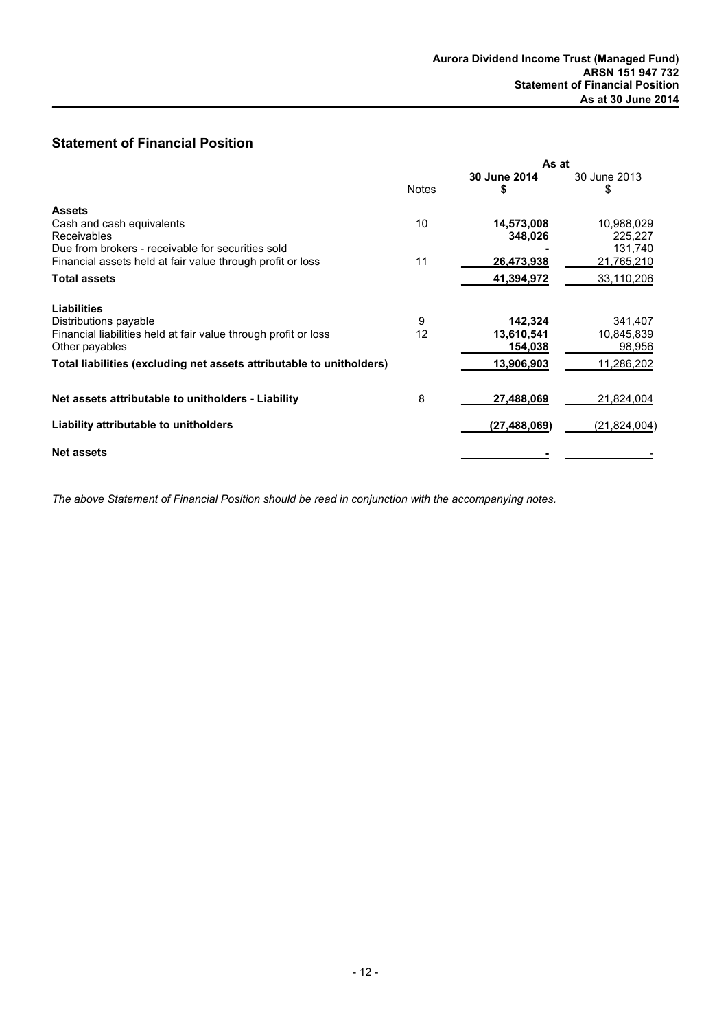# Statement of Financial Position

| | Notes | As at 30 June 2014 $ | As at 30 June 2013 $ |
|---|---|---|---|
| **Assets** | | | |
| Cash and cash equivalents | 10 | **14,573,008** | 10,988,029 |
| Receivables | | **348,026** | 225,227 |
| Due from brokers - receivable for securities sold | | **-** | 131,740 |
| Financial assets held at fair value through profit or loss | 11 | **26,473,938** | 21,765,210 |
| **Total assets** | | **41,394,972** | 33,110,206 |
| **Liabilities** | | | |
| Distributions payable | 9 | **142,324** | 341,407 |
| Financial liabilities held at fair value through profit or loss | 12 | **13,610,541** | 10,845,839 |
| Other payables | | **154,038** | 98,956 |
| **Total liabilities (excluding net assets attributable to unitholders)** | | **13,906,903** | 11,286,202 |
| **Net assets attributable to unitholders - Liability** | 8 | **27,488,069** | 21,824,004 |
| **Liability attributable to unitholders** | | **(27,488,069)** | (21,824,004) |
| **Net assets** | | **-** | - |

*The above Statement of Financial Position should be read in conjunction with the accompanying notes.*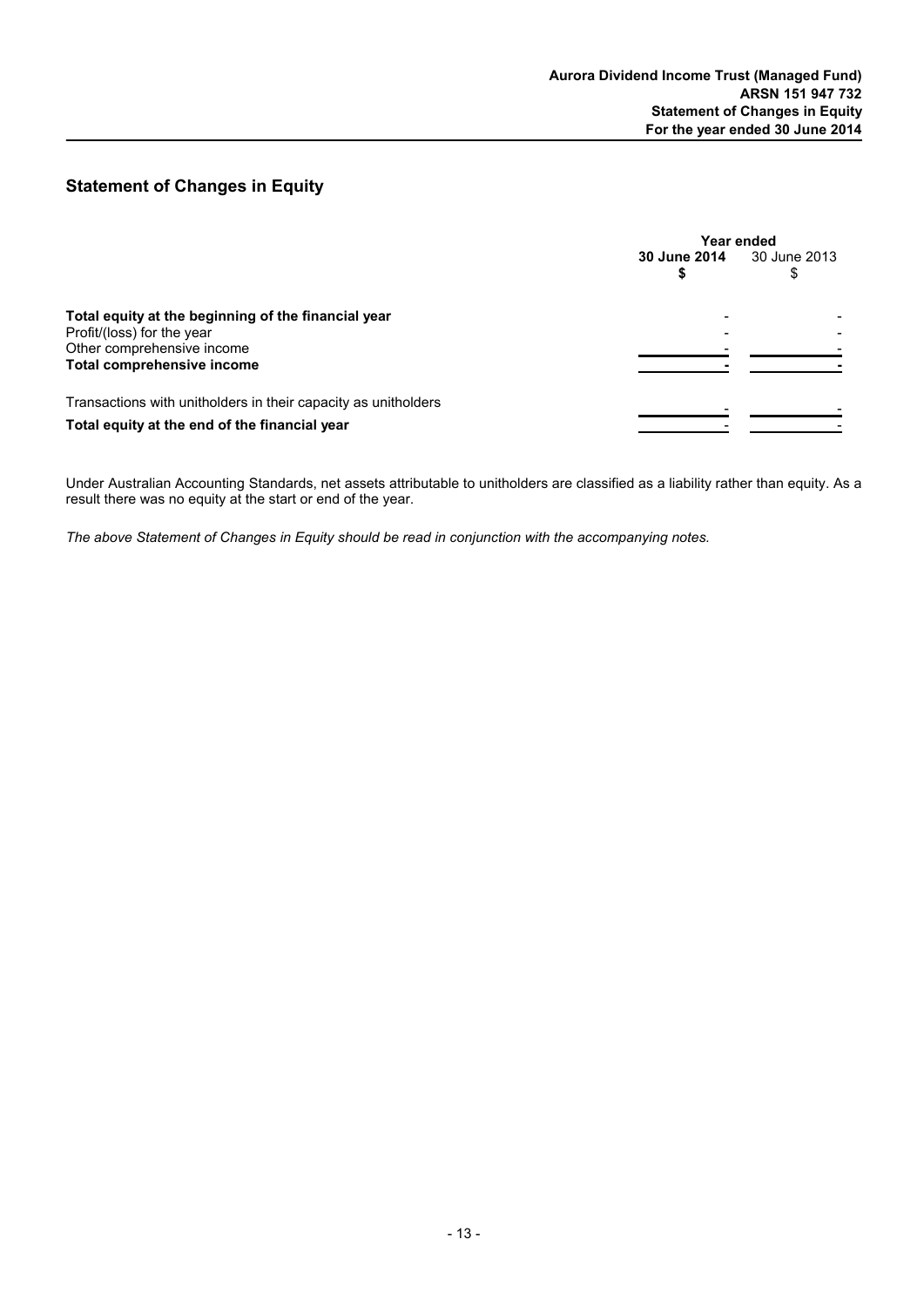## Statement of Changes in Equity

| | Year ended | |
|---|---|---|
| | **30 June 2014**<br>**$** | 30 June 2013<br>$ |
| **Total equity at the beginning of the financial year** | - | - |
| Profit/(loss) for the year | - | - |
| Other comprehensive income | - | - |
| **Total comprehensive income** | **-** | **-** |
| Transactions with unitholders in their capacity as unitholders | - | - |
| **Total equity at the end of the financial year** | - | - |

Under Australian Accounting Standards, net assets attributable to unitholders are classified as a liability rather than equity. As a result there was no equity at the start or end of the year.

*The above Statement of Changes in Equity should be read in conjunction with the accompanying notes.*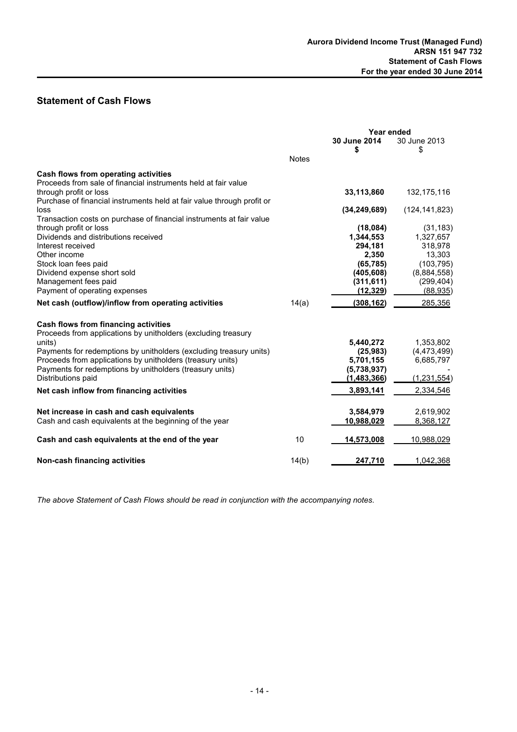## Statement of Cash Flows

| | Notes | Year ended 30 June 2014 $ | 30 June 2013 $ |
|---|---|---|---|
| **Cash flows from operating activities** | | | |
| Proceeds from sale of financial instruments held at fair value through profit or loss | | **33,113,860** | 132,175,116 |
| Purchase of financial instruments held at fair value through profit or loss | | **(34,249,689)** | (124,141,823) |
| Transaction costs on purchase of financial instruments at fair value through profit or loss | | **(18,084)** | (31,183) |
| Dividends and distributions received | | **1,344,553** | 1,327,657 |
| Interest received | | **294,181** | 318,978 |
| Other income | | **2,350** | 13,303 |
| Stock loan fees paid | | **(65,785)** | (103,795) |
| Dividend expense short sold | | **(405,608)** | (8,884,558) |
| Management fees paid | | **(311,611)** | (299,404) |
| Payment of operating expenses | | **(12,329)** | (88,935) |
| **Net cash (outflow)/inflow from operating activities** | 14(a) | **(308,162)** | 285,356 |
| **Cash flows from financing activities** | | | |
| Proceeds from applications by unitholders (excluding treasury units) | | **5,440,272** | 1,353,802 |
| Payments for redemptions by unitholders (excluding treasury units) | | **(25,983)** | (4,473,499) |
| Proceeds from applications by unitholders (treasury units) | | **5,701,155** | 6,685,797 |
| Payments for redemptions by unitholders (treasury units) | | **(5,738,937)** | - |
| Distributions paid | | **(1,483,366)** | (1,231,554) |
| **Net cash inflow from financing activities** | | **3,893,141** | 2,334,546 |
| **Net increase in cash and cash equivalents** | | **3,584,979** | 2,619,902 |
| Cash and cash equivalents at the beginning of the year | | **10,988,029** | 8,368,127 |
| **Cash and cash equivalents at the end of the year** | 10 | **14,573,008** | 10,988,029 |
| **Non-cash financing activities** | 14(b) | **247,710** | 1,042,368 |

*The above Statement of Cash Flows should be read in conjunction with the accompanying notes.*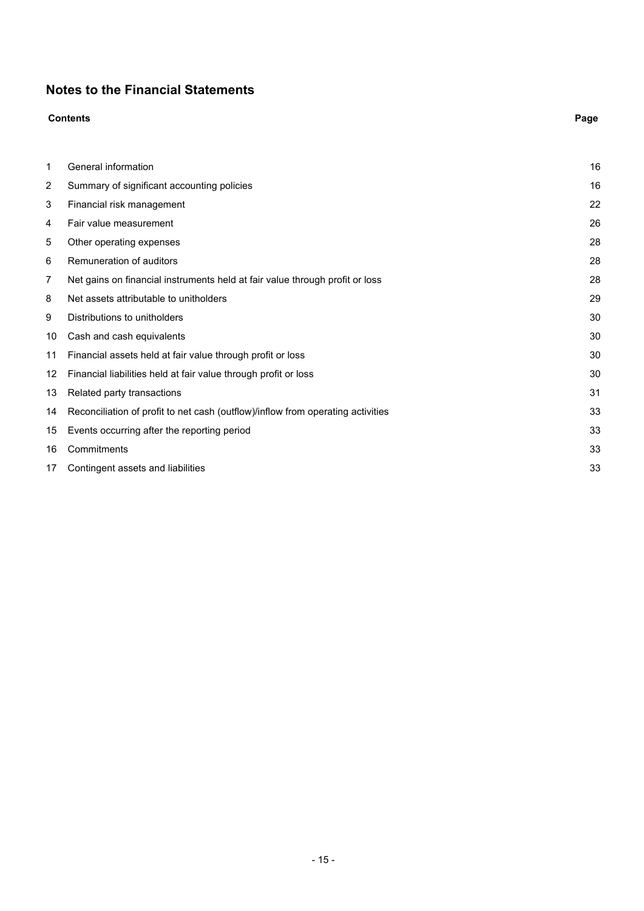# Notes to the Financial Statements

| | Contents | Page |
|---|---|---|
| 1 | General information | 16 |
| 2 | Summary of significant accounting policies | 16 |
| 3 | Financial risk management | 22 |
| 4 | Fair value measurement | 26 |
| 5 | Other operating expenses | 28 |
| 6 | Remuneration of auditors | 28 |
| 7 | Net gains on financial instruments held at fair value through profit or loss | 28 |
| 8 | Net assets attributable to unitholders | 29 |
| 9 | Distributions to unitholders | 30 |
| 10 | Cash and cash equivalents | 30 |
| 11 | Financial assets held at fair value through profit or loss | 30 |
| 12 | Financial liabilities held at fair value through profit or loss | 30 |
| 13 | Related party transactions | 31 |
| 14 | Reconciliation of profit to net cash (outflow)/inflow from operating activities | 33 |
| 15 | Events occurring after the reporting period | 33 |
| 16 | Commitments | 33 |
| 17 | Contingent assets and liabilities | 33 |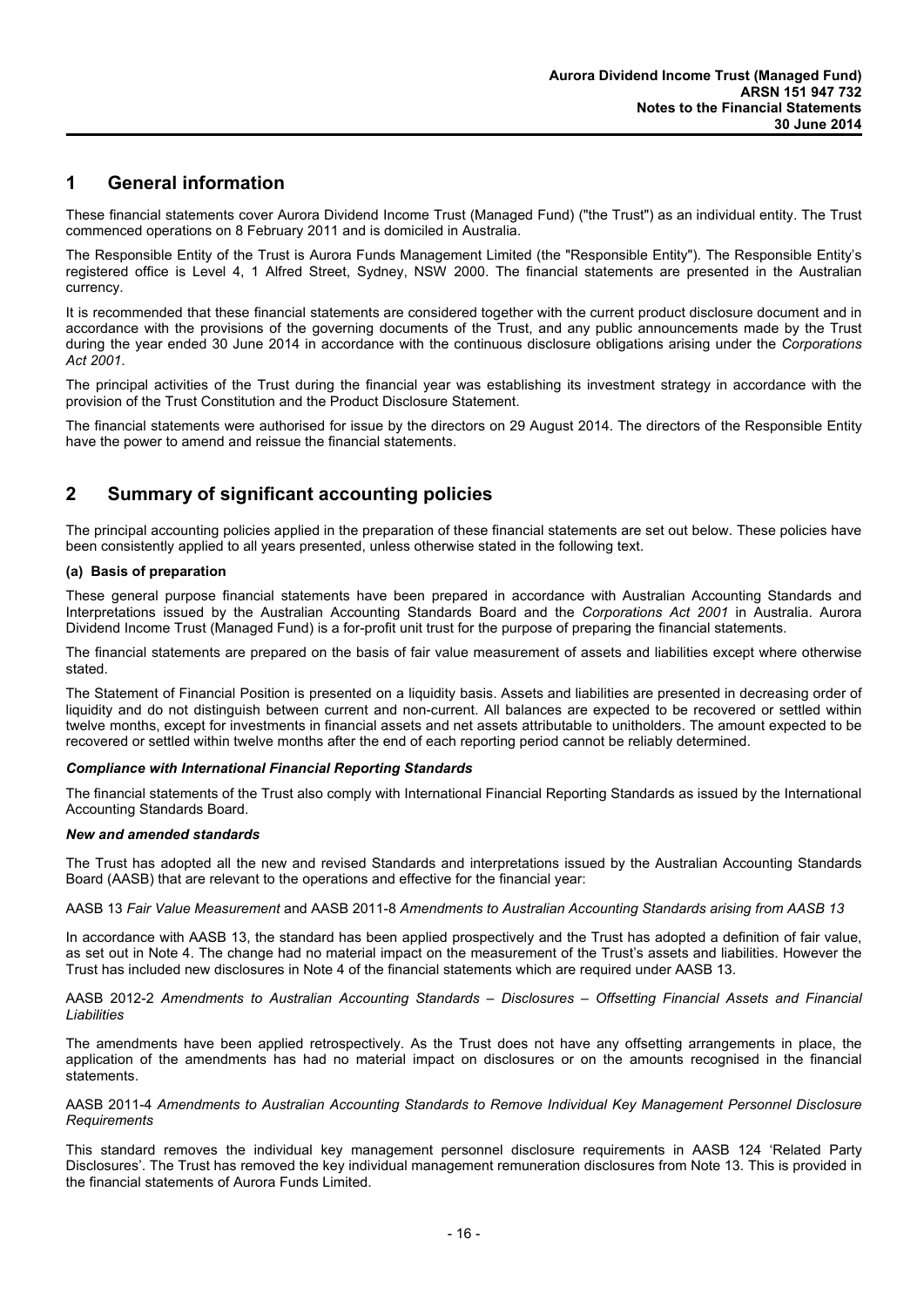## 1 General information

These financial statements cover Aurora Dividend Income Trust (Managed Fund) ("the Trust") as an individual entity. The Trust commenced operations on 8 February 2011 and is domiciled in Australia.

The Responsible Entity of the Trust is Aurora Funds Management Limited (the "Responsible Entity"). The Responsible Entity's registered office is Level 4, 1 Alfred Street, Sydney, NSW 2000. The financial statements are presented in the Australian currency.

It is recommended that these financial statements are considered together with the current product disclosure document and in accordance with the provisions of the governing documents of the Trust, and any public announcements made by the Trust during the year ended 30 June 2014 in accordance with the continuous disclosure obligations arising under the *Corporations Act 2001*.

The principal activities of the Trust during the financial year was establishing its investment strategy in accordance with the provision of the Trust Constitution and the Product Disclosure Statement.

The financial statements were authorised for issue by the directors on 29 August 2014. The directors of the Responsible Entity have the power to amend and reissue the financial statements.

## 2 Summary of significant accounting policies

The principal accounting policies applied in the preparation of these financial statements are set out below. These policies have been consistently applied to all years presented, unless otherwise stated in the following text.

**(a) Basis of preparation**

These general purpose financial statements have been prepared in accordance with Australian Accounting Standards and Interpretations issued by the Australian Accounting Standards Board and the *Corporations Act 2001* in Australia. Aurora Dividend Income Trust (Managed Fund) is a for-profit unit trust for the purpose of preparing the financial statements.

The financial statements are prepared on the basis of fair value measurement of assets and liabilities except where otherwise stated.

The Statement of Financial Position is presented on a liquidity basis. Assets and liabilities are presented in decreasing order of liquidity and do not distinguish between current and non-current. All balances are expected to be recovered or settled within twelve months, except for investments in financial assets and net assets attributable to unitholders. The amount expected to be recovered or settled within twelve months after the end of each reporting period cannot be reliably determined.

***Compliance with International Financial Reporting Standards***

The financial statements of the Trust also comply with International Financial Reporting Standards as issued by the International Accounting Standards Board.

***New and amended standards***

The Trust has adopted all the new and revised Standards and interpretations issued by the Australian Accounting Standards Board (AASB) that are relevant to the operations and effective for the financial year:

AASB 13 *Fair Value Measurement* and AASB 2011-8 *Amendments to Australian Accounting Standards arising from AASB 13*

In accordance with AASB 13, the standard has been applied prospectively and the Trust has adopted a definition of fair value, as set out in Note 4. The change had no material impact on the measurement of the Trust's assets and liabilities. However the Trust has included new disclosures in Note 4 of the financial statements which are required under AASB 13.

AASB 2012-2 *Amendments to Australian Accounting Standards – Disclosures – Offsetting Financial Assets and Financial Liabilities*

The amendments have been applied retrospectively. As the Trust does not have any offsetting arrangements in place, the application of the amendments has had no material impact on disclosures or on the amounts recognised in the financial statements.

AASB 2011-4 *Amendments to Australian Accounting Standards to Remove Individual Key Management Personnel Disclosure Requirements*

This standard removes the individual key management personnel disclosure requirements in AASB 124 'Related Party Disclosures'. The Trust has removed the key individual management remuneration disclosures from Note 13. This is provided in the financial statements of Aurora Funds Limited.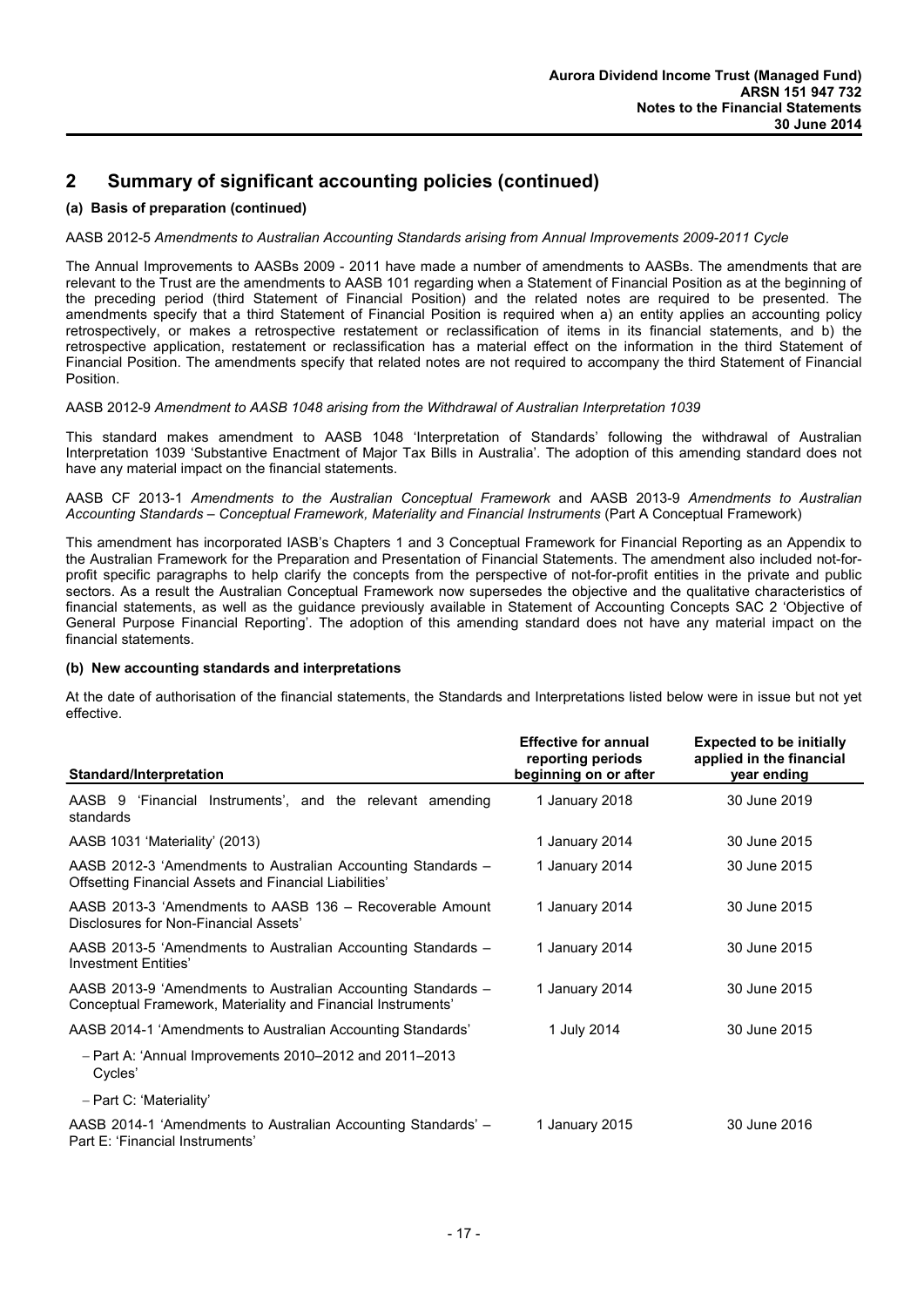## 2 Summary of significant accounting policies (continued)

### (a) Basis of preparation (continued)

AASB 2012-5 *Amendments to Australian Accounting Standards arising from Annual Improvements 2009-2011 Cycle*

The Annual Improvements to AASBs 2009 - 2011 have made a number of amendments to AASBs. The amendments that are relevant to the Trust are the amendments to AASB 101 regarding when a Statement of Financial Position as at the beginning of the preceding period (third Statement of Financial Position) and the related notes are required to be presented. The amendments specify that a third Statement of Financial Position is required when a) an entity applies an accounting policy retrospectively, or makes a retrospective restatement or reclassification of items in its financial statements, and b) the retrospective application, restatement or reclassification has a material effect on the information in the third Statement of Financial Position. The amendments specify that related notes are not required to accompany the third Statement of Financial Position.

AASB 2012-9 *Amendment to AASB 1048 arising from the Withdrawal of Australian Interpretation 1039*

This standard makes amendment to AASB 1048 'Interpretation of Standards' following the withdrawal of Australian Interpretation 1039 'Substantive Enactment of Major Tax Bills in Australia'. The adoption of this amending standard does not have any material impact on the financial statements.

AASB CF 2013-1 *Amendments to the Australian Conceptual Framework* and AASB 2013-9 *Amendments to Australian Accounting Standards – Conceptual Framework, Materiality and Financial Instruments* (Part A Conceptual Framework)

This amendment has incorporated IASB's Chapters 1 and 3 Conceptual Framework for Financial Reporting as an Appendix to the Australian Framework for the Preparation and Presentation of Financial Statements. The amendment also included not-for-profit specific paragraphs to help clarify the concepts from the perspective of not-for-profit entities in the private and public sectors. As a result the Australian Conceptual Framework now supersedes the objective and the qualitative characteristics of financial statements, as well as the guidance previously available in Statement of Accounting Concepts SAC 2 'Objective of General Purpose Financial Reporting'. The adoption of this amending standard does not have any material impact on the financial statements.

### (b) New accounting standards and interpretations

At the date of authorisation of the financial statements, the Standards and Interpretations listed below were in issue but not yet effective.

| Standard/Interpretation | Effective for annual reporting periods beginning on or after | Expected to be initially applied in the financial year ending |
|---|---|---|
| AASB 9 'Financial Instruments', and the relevant amending standards | 1 January 2018 | 30 June 2019 |
| AASB 1031 'Materiality' (2013) | 1 January 2014 | 30 June 2015 |
| AASB 2012-3 'Amendments to Australian Accounting Standards – Offsetting Financial Assets and Financial Liabilities' | 1 January 2014 | 30 June 2015 |
| AASB 2013-3 'Amendments to AASB 136 – Recoverable Amount Disclosures for Non-Financial Assets' | 1 January 2014 | 30 June 2015 |
| AASB 2013-5 'Amendments to Australian Accounting Standards – Investment Entities' | 1 January 2014 | 30 June 2015 |
| AASB 2013-9 'Amendments to Australian Accounting Standards – Conceptual Framework, Materiality and Financial Instruments' | 1 January 2014 | 30 June 2015 |
| AASB 2014-1 'Amendments to Australian Accounting Standards' | 1 July 2014 | 30 June 2015 |
| – Part A: 'Annual Improvements 2010–2012 and 2011–2013 Cycles' | | |
| – Part C: 'Materiality' | | |
| AASB 2014-1 'Amendments to Australian Accounting Standards' – Part E: 'Financial Instruments' | 1 January 2015 | 30 June 2016 |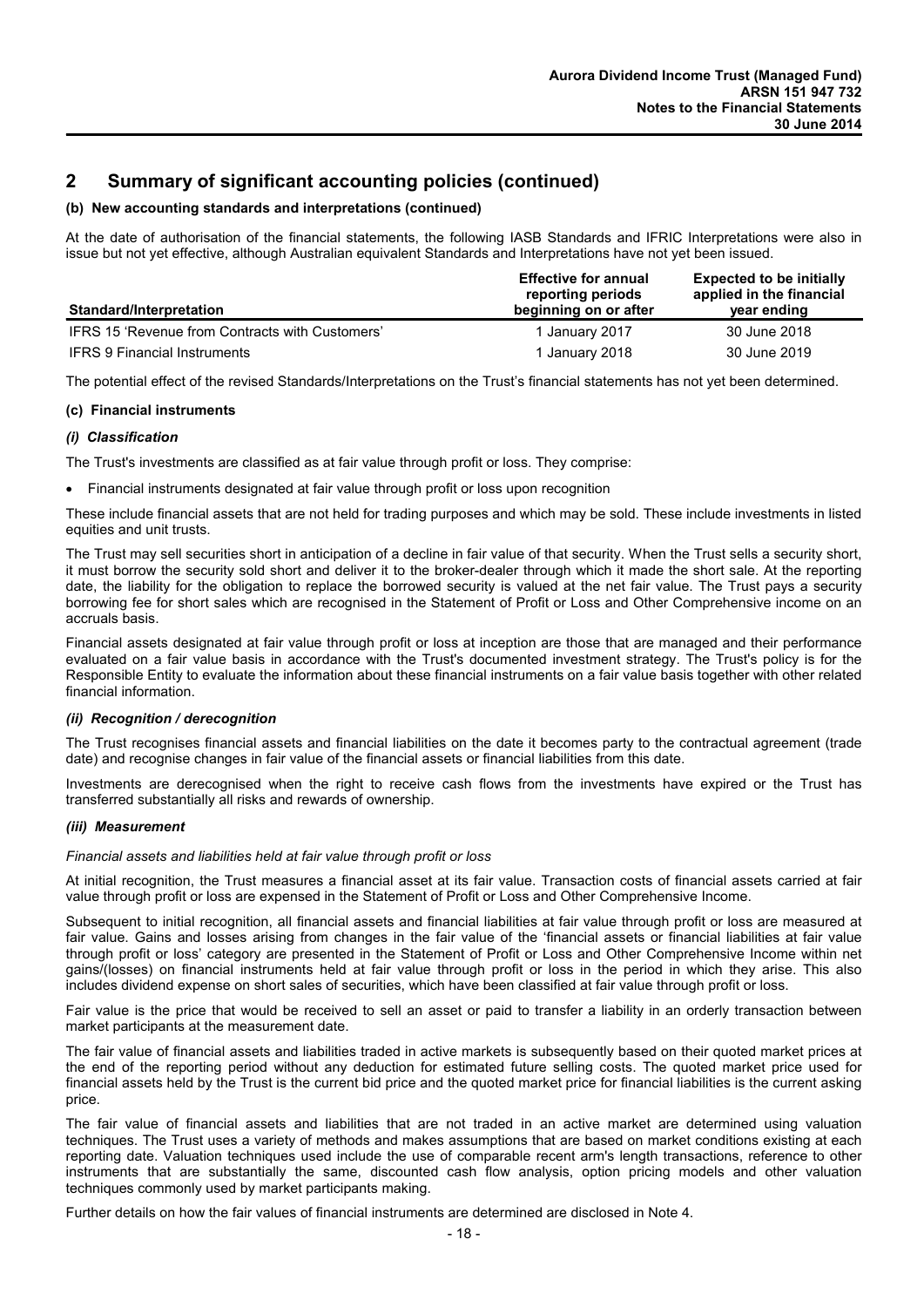## 2 Summary of significant accounting policies (continued)

### (b) New accounting standards and interpretations (continued)

At the date of authorisation of the financial statements, the following IASB Standards and IFRIC Interpretations were also in issue but not yet effective, although Australian equivalent Standards and Interpretations have not yet been issued.

| Standard/Interpretation | Effective for annual reporting periods beginning on or after | Expected to be initially applied in the financial year ending |
|---|---|---|
| IFRS 15 'Revenue from Contracts with Customers' | 1 January 2017 | 30 June 2018 |
| IFRS 9 Financial Instruments | 1 January 2018 | 30 June 2019 |

The potential effect of the revised Standards/Interpretations on the Trust's financial statements has not yet been determined.

### (c) Financial instruments

#### *(i) Classification*

The Trust's investments are classified as at fair value through profit or loss. They comprise:

- Financial instruments designated at fair value through profit or loss upon recognition

These include financial assets that are not held for trading purposes and which may be sold. These include investments in listed equities and unit trusts.

The Trust may sell securities short in anticipation of a decline in fair value of that security. When the Trust sells a security short, it must borrow the security sold short and deliver it to the broker-dealer through which it made the short sale. At the reporting date, the liability for the obligation to replace the borrowed security is valued at the net fair value. The Trust pays a security borrowing fee for short sales which are recognised in the Statement of Profit or Loss and Other Comprehensive income on an accruals basis.

Financial assets designated at fair value through profit or loss at inception are those that are managed and their performance evaluated on a fair value basis in accordance with the Trust's documented investment strategy. The Trust's policy is for the Responsible Entity to evaluate the information about these financial instruments on a fair value basis together with other related financial information.

#### *(ii) Recognition / derecognition*

The Trust recognises financial assets and financial liabilities on the date it becomes party to the contractual agreement (trade date) and recognise changes in fair value of the financial assets or financial liabilities from this date.

Investments are derecognised when the right to receive cash flows from the investments have expired or the Trust has transferred substantially all risks and rewards of ownership.

#### *(iii) Measurement*

*Financial assets and liabilities held at fair value through profit or loss*

At initial recognition, the Trust measures a financial asset at its fair value. Transaction costs of financial assets carried at fair value through profit or loss are expensed in the Statement of Profit or Loss and Other Comprehensive Income.

Subsequent to initial recognition, all financial assets and financial liabilities at fair value through profit or loss are measured at fair value. Gains and losses arising from changes in the fair value of the 'financial assets or financial liabilities at fair value through profit or loss' category are presented in the Statement of Profit or Loss and Other Comprehensive Income within net gains/(losses) on financial instruments held at fair value through profit or loss in the period in which they arise. This also includes dividend expense on short sales of securities, which have been classified at fair value through profit or loss.

Fair value is the price that would be received to sell an asset or paid to transfer a liability in an orderly transaction between market participants at the measurement date.

The fair value of financial assets and liabilities traded in active markets is subsequently based on their quoted market prices at the end of the reporting period without any deduction for estimated future selling costs. The quoted market price used for financial assets held by the Trust is the current bid price and the quoted market price for financial liabilities is the current asking price.

The fair value of financial assets and liabilities that are not traded in an active market are determined using valuation techniques. The Trust uses a variety of methods and makes assumptions that are based on market conditions existing at each reporting date. Valuation techniques used include the use of comparable recent arm's length transactions, reference to other instruments that are substantially the same, discounted cash flow analysis, option pricing models and other valuation techniques commonly used by market participants making.

Further details on how the fair values of financial instruments are determined are disclosed in Note 4.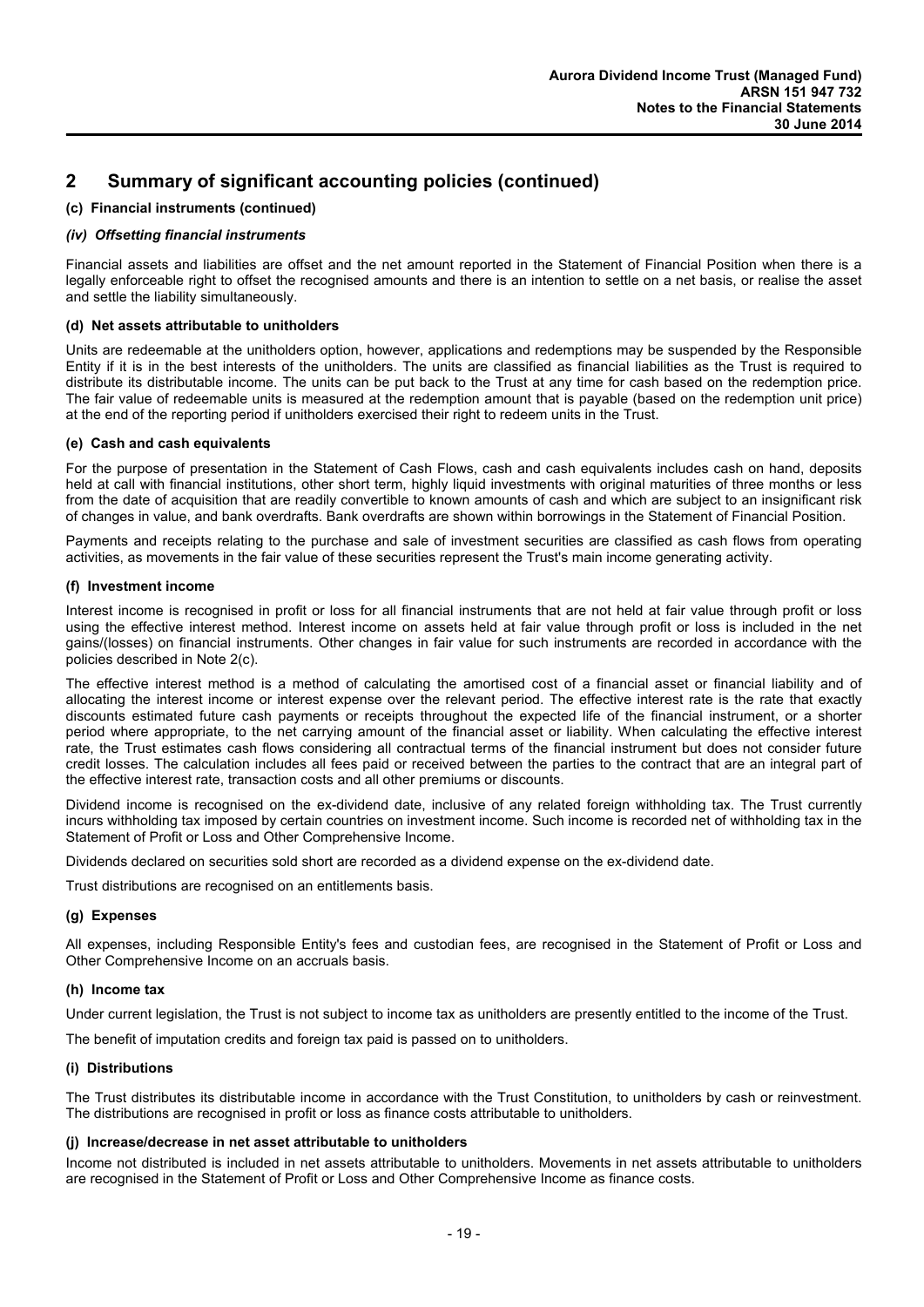## 2 Summary of significant accounting policies (continued)

**(c) Financial instruments (continued)**

***(iv) Offsetting financial instruments***

Financial assets and liabilities are offset and the net amount reported in the Statement of Financial Position when there is a legally enforceable right to offset the recognised amounts and there is an intention to settle on a net basis, or realise the asset and settle the liability simultaneously.

**(d) Net assets attributable to unitholders**

Units are redeemable at the unitholders option, however, applications and redemptions may be suspended by the Responsible Entity if it is in the best interests of the unitholders. The units are classified as financial liabilities as the Trust is required to distribute its distributable income. The units can be put back to the Trust at any time for cash based on the redemption price. The fair value of redeemable units is measured at the redemption amount that is payable (based on the redemption unit price) at the end of the reporting period if unitholders exercised their right to redeem units in the Trust.

**(e) Cash and cash equivalents**

For the purpose of presentation in the Statement of Cash Flows, cash and cash equivalents includes cash on hand, deposits held at call with financial institutions, other short term, highly liquid investments with original maturities of three months or less from the date of acquisition that are readily convertible to known amounts of cash and which are subject to an insignificant risk of changes in value, and bank overdrafts. Bank overdrafts are shown within borrowings in the Statement of Financial Position.

Payments and receipts relating to the purchase and sale of investment securities are classified as cash flows from operating activities, as movements in the fair value of these securities represent the Trust's main income generating activity.

**(f) Investment income**

Interest income is recognised in profit or loss for all financial instruments that are not held at fair value through profit or loss using the effective interest method. Interest income on assets held at fair value through profit or loss is included in the net gains/(losses) on financial instruments. Other changes in fair value for such instruments are recorded in accordance with the policies described in Note 2(c).

The effective interest method is a method of calculating the amortised cost of a financial asset or financial liability and of allocating the interest income or interest expense over the relevant period. The effective interest rate is the rate that exactly discounts estimated future cash payments or receipts throughout the expected life of the financial instrument, or a shorter period where appropriate, to the net carrying amount of the financial asset or liability. When calculating the effective interest rate, the Trust estimates cash flows considering all contractual terms of the financial instrument but does not consider future credit losses. The calculation includes all fees paid or received between the parties to the contract that are an integral part of the effective interest rate, transaction costs and all other premiums or discounts.

Dividend income is recognised on the ex-dividend date, inclusive of any related foreign withholding tax. The Trust currently incurs withholding tax imposed by certain countries on investment income. Such income is recorded net of withholding tax in the Statement of Profit or Loss and Other Comprehensive Income.

Dividends declared on securities sold short are recorded as a dividend expense on the ex-dividend date.

Trust distributions are recognised on an entitlements basis.

**(g) Expenses**

All expenses, including Responsible Entity's fees and custodian fees, are recognised in the Statement of Profit or Loss and Other Comprehensive Income on an accruals basis.

**(h) Income tax**

Under current legislation, the Trust is not subject to income tax as unitholders are presently entitled to the income of the Trust.

The benefit of imputation credits and foreign tax paid is passed on to unitholders.

**(i) Distributions**

The Trust distributes its distributable income in accordance with the Trust Constitution, to unitholders by cash or reinvestment. The distributions are recognised in profit or loss as finance costs attributable to unitholders.

**(j) Increase/decrease in net asset attributable to unitholders**

Income not distributed is included in net assets attributable to unitholders. Movements in net assets attributable to unitholders are recognised in the Statement of Profit or Loss and Other Comprehensive Income as finance costs.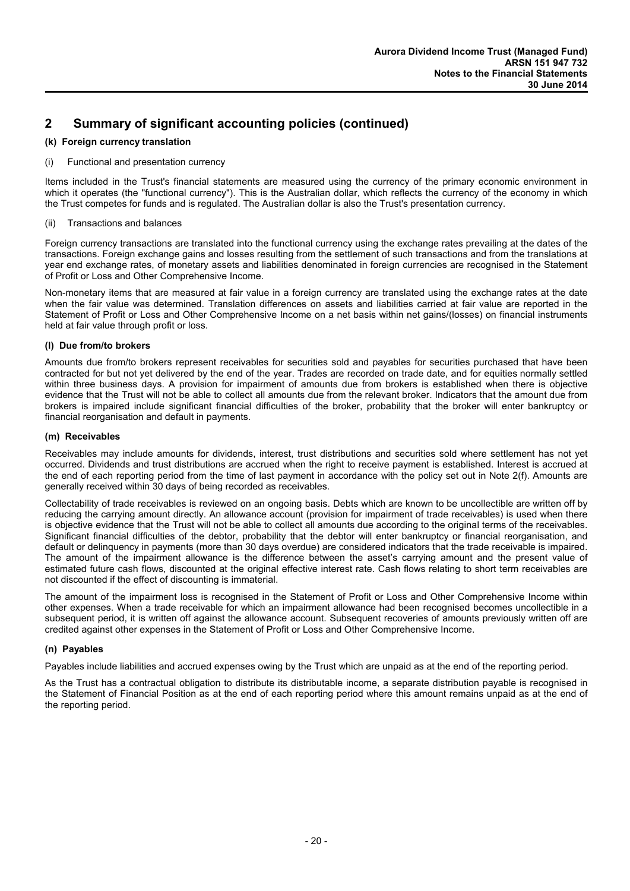## 2 Summary of significant accounting policies (continued)

### (k) Foreign currency translation

(i) Functional and presentation currency

Items included in the Trust's financial statements are measured using the currency of the primary economic environment in which it operates (the "functional currency"). This is the Australian dollar, which reflects the currency of the economy in which the Trust competes for funds and is regulated. The Australian dollar is also the Trust's presentation currency.

(ii) Transactions and balances

Foreign currency transactions are translated into the functional currency using the exchange rates prevailing at the dates of the transactions. Foreign exchange gains and losses resulting from the settlement of such transactions and from the translations at year end exchange rates, of monetary assets and liabilities denominated in foreign currencies are recognised in the Statement of Profit or Loss and Other Comprehensive Income.

Non-monetary items that are measured at fair value in a foreign currency are translated using the exchange rates at the date when the fair value was determined. Translation differences on assets and liabilities carried at fair value are reported in the Statement of Profit or Loss and Other Comprehensive Income on a net basis within net gains/(losses) on financial instruments held at fair value through profit or loss.

### (l) Due from/to brokers

Amounts due from/to brokers represent receivables for securities sold and payables for securities purchased that have been contracted for but not yet delivered by the end of the year. Trades are recorded on trade date, and for equities normally settled within three business days. A provision for impairment of amounts due from brokers is established when there is objective evidence that the Trust will not be able to collect all amounts due from the relevant broker. Indicators that the amount due from brokers is impaired include significant financial difficulties of the broker, probability that the broker will enter bankruptcy or financial reorganisation and default in payments.

### (m) Receivables

Receivables may include amounts for dividends, interest, trust distributions and securities sold where settlement has not yet occurred. Dividends and trust distributions are accrued when the right to receive payment is established. Interest is accrued at the end of each reporting period from the time of last payment in accordance with the policy set out in Note 2(f). Amounts are generally received within 30 days of being recorded as receivables.

Collectability of trade receivables is reviewed on an ongoing basis. Debts which are known to be uncollectible are written off by reducing the carrying amount directly. An allowance account (provision for impairment of trade receivables) is used when there is objective evidence that the Trust will not be able to collect all amounts due according to the original terms of the receivables. Significant financial difficulties of the debtor, probability that the debtor will enter bankruptcy or financial reorganisation, and default or delinquency in payments (more than 30 days overdue) are considered indicators that the trade receivable is impaired. The amount of the impairment allowance is the difference between the asset's carrying amount and the present value of estimated future cash flows, discounted at the original effective interest rate. Cash flows relating to short term receivables are not discounted if the effect of discounting is immaterial.

The amount of the impairment loss is recognised in the Statement of Profit or Loss and Other Comprehensive Income within other expenses. When a trade receivable for which an impairment allowance had been recognised becomes uncollectible in a subsequent period, it is written off against the allowance account. Subsequent recoveries of amounts previously written off are credited against other expenses in the Statement of Profit or Loss and Other Comprehensive Income.

### (n) Payables

Payables include liabilities and accrued expenses owing by the Trust which are unpaid as at the end of the reporting period.

As the Trust has a contractual obligation to distribute its distributable income, a separate distribution payable is recognised in the Statement of Financial Position as at the end of each reporting period where this amount remains unpaid as at the end of the reporting period.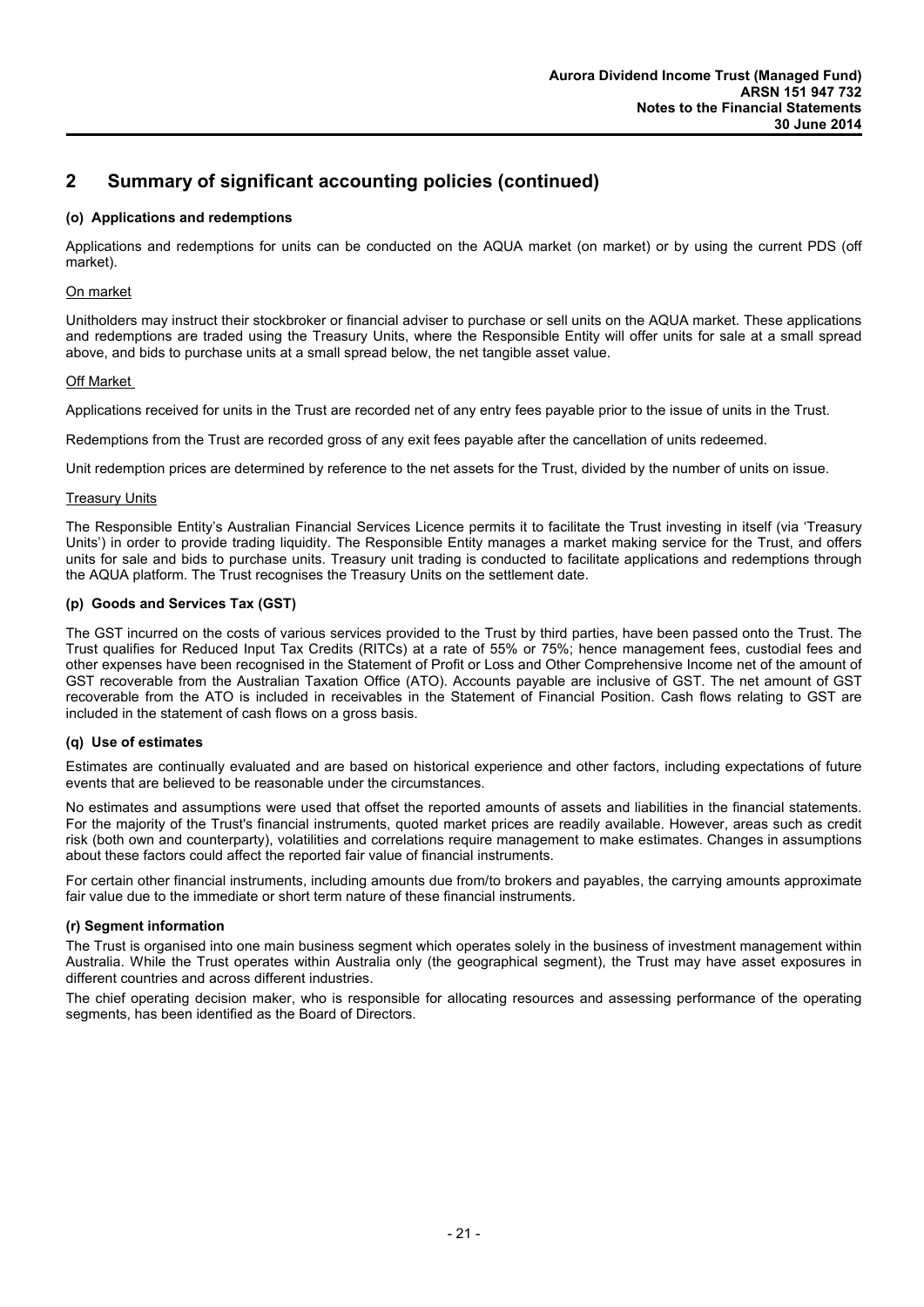## 2 Summary of significant accounting policies (continued)

### (o) Applications and redemptions

Applications and redemptions for units can be conducted on the AQUA market (on market) or by using the current PDS (off market).

On market

Unitholders may instruct their stockbroker or financial adviser to purchase or sell units on the AQUA market. These applications and redemptions are traded using the Treasury Units, where the Responsible Entity will offer units for sale at a small spread above, and bids to purchase units at a small spread below, the net tangible asset value.

Off Market

Applications received for units in the Trust are recorded net of any entry fees payable prior to the issue of units in the Trust.

Redemptions from the Trust are recorded gross of any exit fees payable after the cancellation of units redeemed.

Unit redemption prices are determined by reference to the net assets for the Trust, divided by the number of units on issue.

Treasury Units

The Responsible Entity's Australian Financial Services Licence permits it to facilitate the Trust investing in itself (via 'Treasury Units') in order to provide trading liquidity. The Responsible Entity manages a market making service for the Trust, and offers units for sale and bids to purchase units. Treasury unit trading is conducted to facilitate applications and redemptions through the AQUA platform. The Trust recognises the Treasury Units on the settlement date.

### (p) Goods and Services Tax (GST)

The GST incurred on the costs of various services provided to the Trust by third parties, have been passed onto the Trust. The Trust qualifies for Reduced Input Tax Credits (RITCs) at a rate of 55% or 75%; hence management fees, custodial fees and other expenses have been recognised in the Statement of Profit or Loss and Other Comprehensive Income net of the amount of GST recoverable from the Australian Taxation Office (ATO). Accounts payable are inclusive of GST. The net amount of GST recoverable from the ATO is included in receivables in the Statement of Financial Position. Cash flows relating to GST are included in the statement of cash flows on a gross basis.

### (q) Use of estimates

Estimates are continually evaluated and are based on historical experience and other factors, including expectations of future events that are believed to be reasonable under the circumstances.

No estimates and assumptions were used that offset the reported amounts of assets and liabilities in the financial statements. For the majority of the Trust's financial instruments, quoted market prices are readily available. However, areas such as credit risk (both own and counterparty), volatilities and correlations require management to make estimates. Changes in assumptions about these factors could affect the reported fair value of financial instruments.

For certain other financial instruments, including amounts due from/to brokers and payables, the carrying amounts approximate fair value due to the immediate or short term nature of these financial instruments.

### (r) Segment information

The Trust is organised into one main business segment which operates solely in the business of investment management within Australia. While the Trust operates within Australia only (the geographical segment), the Trust may have asset exposures in different countries and across different industries.

The chief operating decision maker, who is responsible for allocating resources and assessing performance of the operating segments, has been identified as the Board of Directors.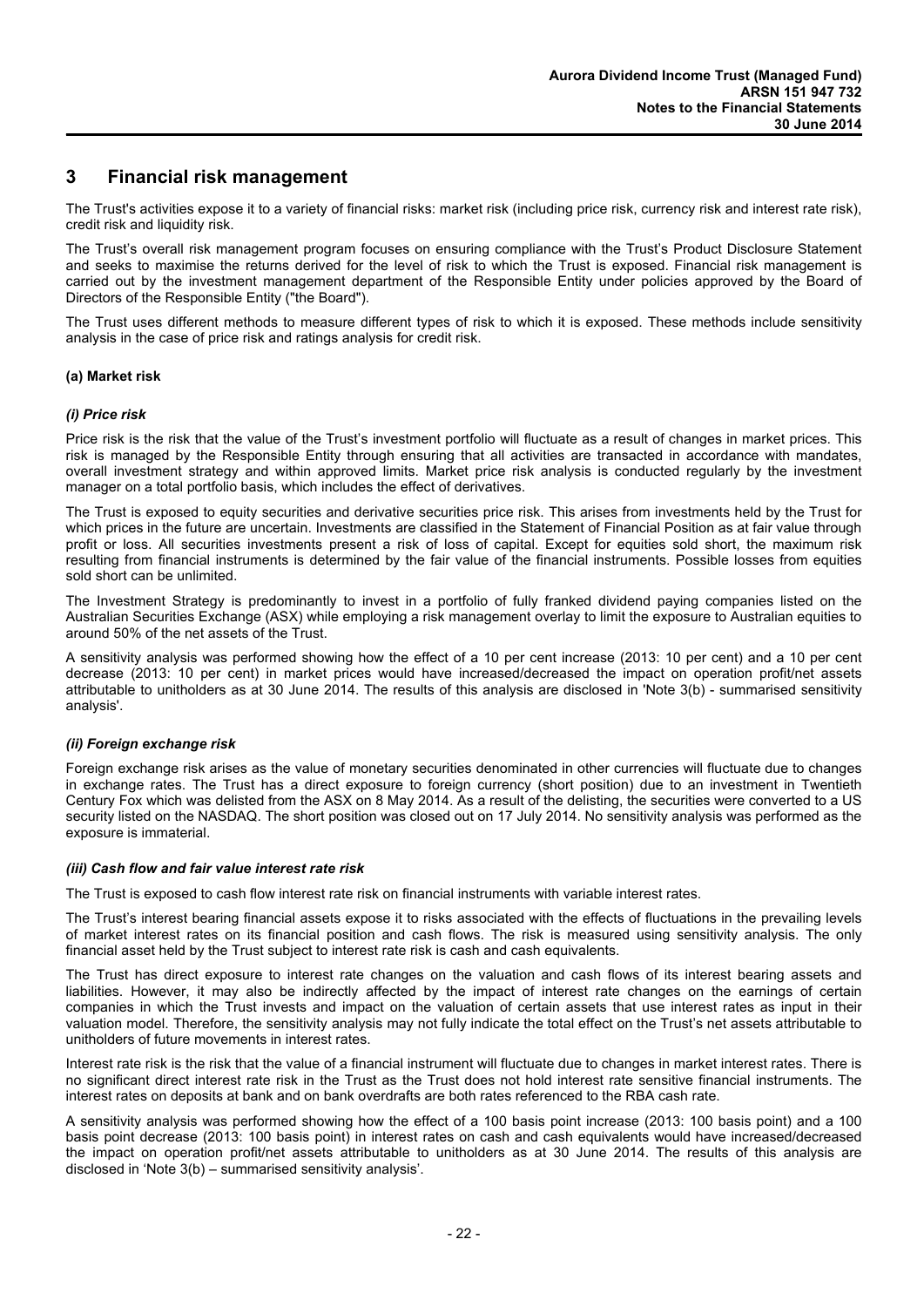## 3 Financial risk management

The Trust's activities expose it to a variety of financial risks: market risk (including price risk, currency risk and interest rate risk), credit risk and liquidity risk.

The Trust's overall risk management program focuses on ensuring compliance with the Trust's Product Disclosure Statement and seeks to maximise the returns derived for the level of risk to which the Trust is exposed. Financial risk management is carried out by the investment management department of the Responsible Entity under policies approved by the Board of Directors of the Responsible Entity ("the Board").

The Trust uses different methods to measure different types of risk to which it is exposed. These methods include sensitivity analysis in the case of price risk and ratings analysis for credit risk.

### (a) Market risk

#### *(i) Price risk*

Price risk is the risk that the value of the Trust's investment portfolio will fluctuate as a result of changes in market prices. This risk is managed by the Responsible Entity through ensuring that all activities are transacted in accordance with mandates, overall investment strategy and within approved limits. Market price risk analysis is conducted regularly by the investment manager on a total portfolio basis, which includes the effect of derivatives.

The Trust is exposed to equity securities and derivative securities price risk. This arises from investments held by the Trust for which prices in the future are uncertain. Investments are classified in the Statement of Financial Position as at fair value through profit or loss. All securities investments present a risk of loss of capital. Except for equities sold short, the maximum risk resulting from financial instruments is determined by the fair value of the financial instruments. Possible losses from equities sold short can be unlimited.

The Investment Strategy is predominantly to invest in a portfolio of fully franked dividend paying companies listed on the Australian Securities Exchange (ASX) while employing a risk management overlay to limit the exposure to Australian equities to around 50% of the net assets of the Trust.

A sensitivity analysis was performed showing how the effect of a 10 per cent increase (2013: 10 per cent) and a 10 per cent decrease (2013: 10 per cent) in market prices would have increased/decreased the impact on operation profit/net assets attributable to unitholders as at 30 June 2014. The results of this analysis are disclosed in 'Note 3(b) - summarised sensitivity analysis'.

#### *(ii) Foreign exchange risk*

Foreign exchange risk arises as the value of monetary securities denominated in other currencies will fluctuate due to changes in exchange rates. The Trust has a direct exposure to foreign currency (short position) due to an investment in Twentieth Century Fox which was delisted from the ASX on 8 May 2014. As a result of the delisting, the securities were converted to a US security listed on the NASDAQ. The short position was closed out on 17 July 2014. No sensitivity analysis was performed as the exposure is immaterial.

#### *(iii) Cash flow and fair value interest rate risk*

The Trust is exposed to cash flow interest rate risk on financial instruments with variable interest rates.

The Trust's interest bearing financial assets expose it to risks associated with the effects of fluctuations in the prevailing levels of market interest rates on its financial position and cash flows. The risk is measured using sensitivity analysis. The only financial asset held by the Trust subject to interest rate risk is cash and cash equivalents.

The Trust has direct exposure to interest rate changes on the valuation and cash flows of its interest bearing assets and liabilities. However, it may also be indirectly affected by the impact of interest rate changes on the earnings of certain companies in which the Trust invests and impact on the valuation of certain assets that use interest rates as input in their valuation model. Therefore, the sensitivity analysis may not fully indicate the total effect on the Trust's net assets attributable to unitholders of future movements in interest rates.

Interest rate risk is the risk that the value of a financial instrument will fluctuate due to changes in market interest rates. There is no significant direct interest rate risk in the Trust as the Trust does not hold interest rate sensitive financial instruments. The interest rates on deposits at bank and on bank overdrafts are both rates referenced to the RBA cash rate.

A sensitivity analysis was performed showing how the effect of a 100 basis point increase (2013: 100 basis point) and a 100 basis point decrease (2013: 100 basis point) in interest rates on cash and cash equivalents would have increased/decreased the impact on operation profit/net assets attributable to unitholders as at 30 June 2014. The results of this analysis are disclosed in 'Note 3(b) – summarised sensitivity analysis'.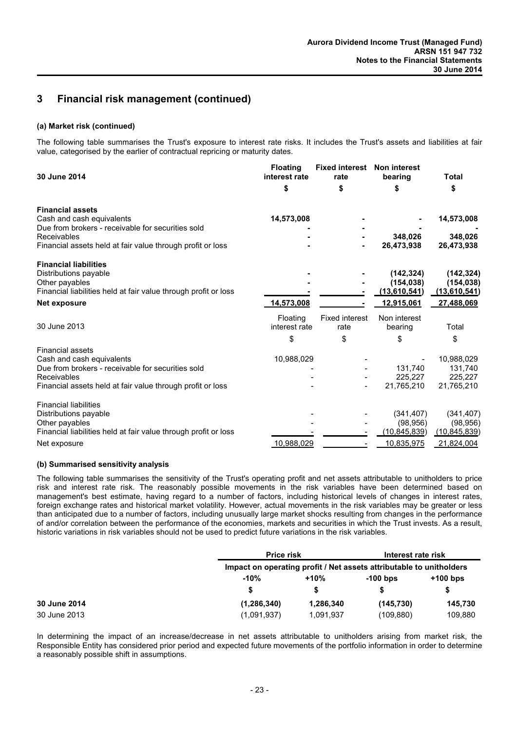# 3 Financial risk management (continued)

### (a) Market risk (continued)

The following table summarises the Trust's exposure to interest rate risks. It includes the Trust's assets and liabilities at fair value, categorised by the earlier of contractual repricing or maturity dates.

| **30 June 2014** | **Floating interest rate** | **Fixed interest rate** | **Non interest bearing** | **Total** |
|---|---|---|---|---|
| | **$** | **$** | **$** | **$** |
| **Financial assets** | | | | |
| Cash and cash equivalents | **14,573,008** | **-** | **-** | **14,573,008** |
| Due from brokers - receivable for securities sold | **-** | **-** | **-** | **-** |
| Receivables | **-** | **-** | **348,026** | **348,026** |
| Financial assets held at fair value through profit or loss | **-** | **-** | **26,473,938** | **26,473,938** |
| **Financial liabilities** | | | | |
| Distributions payable | **-** | **-** | **(142,324)** | **(142,324)** |
| Other payables | **-** | **-** | **(154,038)** | **(154,038)** |
| Financial liabilities held at fair value through profit or loss | **-** | **-** | **(13,610,541)** | **(13,610,541)** |
| **Net exposure** | **14,573,008** | **-** | **12,915,061** | **27,488,069** |

| 30 June 2013 | Floating interest rate | Fixed interest rate | Non interest bearing | Total |
|---|---|---|---|---|
| | $ | $ | $ | $ |
| Financial assets | | | | |
| Cash and cash equivalents | 10,988,029 | - | - | 10,988,029 |
| Due from brokers - receivable for securities sold | - | - | 131,740 | 131,740 |
| Receivables | - | - | 225,227 | 225,227 |
| Financial assets held at fair value through profit or loss | - | - | 21,765,210 | 21,765,210 |
| Financial liabilities | | | | |
| Distributions payable | - | - | (341,407) | (341,407) |
| Other payables | - | - | (98,956) | (98,956) |
| Financial liabilities held at fair value through profit or loss | - | - | (10,845,839) | (10,845,839) |
| Net exposure | 10,988,029 | - | 10,835,975 | 21,824,004 |

### (b) Summarised sensitivity analysis

The following table summarises the sensitivity of the Trust's operating profit and net assets attributable to unitholders to price risk and interest rate risk. The reasonably possible movements in the risk variables have been determined based on management's best estimate, having regard to a number of factors, including historical levels of changes in interest rates, foreign exchange rates and historical market volatility. However, actual movements in the risk variables may be greater or less than anticipated due to a number of factors, including unusually large market shocks resulting from changes in the performance of and/or correlation between the performance of the economies, markets and securities in which the Trust invests. As a result, historic variations in risk variables should not be used to predict future variations in the risk variables.

| | **Price risk** | | **Interest rate risk** | |
|---|---|---|---|---|
| | **Impact on operating profit / Net assets attributable to unitholders** | | | |
| | **-10%** | **+10%** | **-100 bps** | **+100 bps** |
| | **$** | **$** | **$** | **$** |
| **30 June 2014** | **(1,286,340)** | **1,286,340** | **(145,730)** | **145,730** |
| 30 June 2013 | (1,091,937) | 1,091,937 | (109,880) | 109,880 |

In determining the impact of an increase/decrease in net assets attributable to unitholders arising from market risk, the Responsible Entity has considered prior period and expected future movements of the portfolio information in order to determine a reasonably possible shift in assumptions.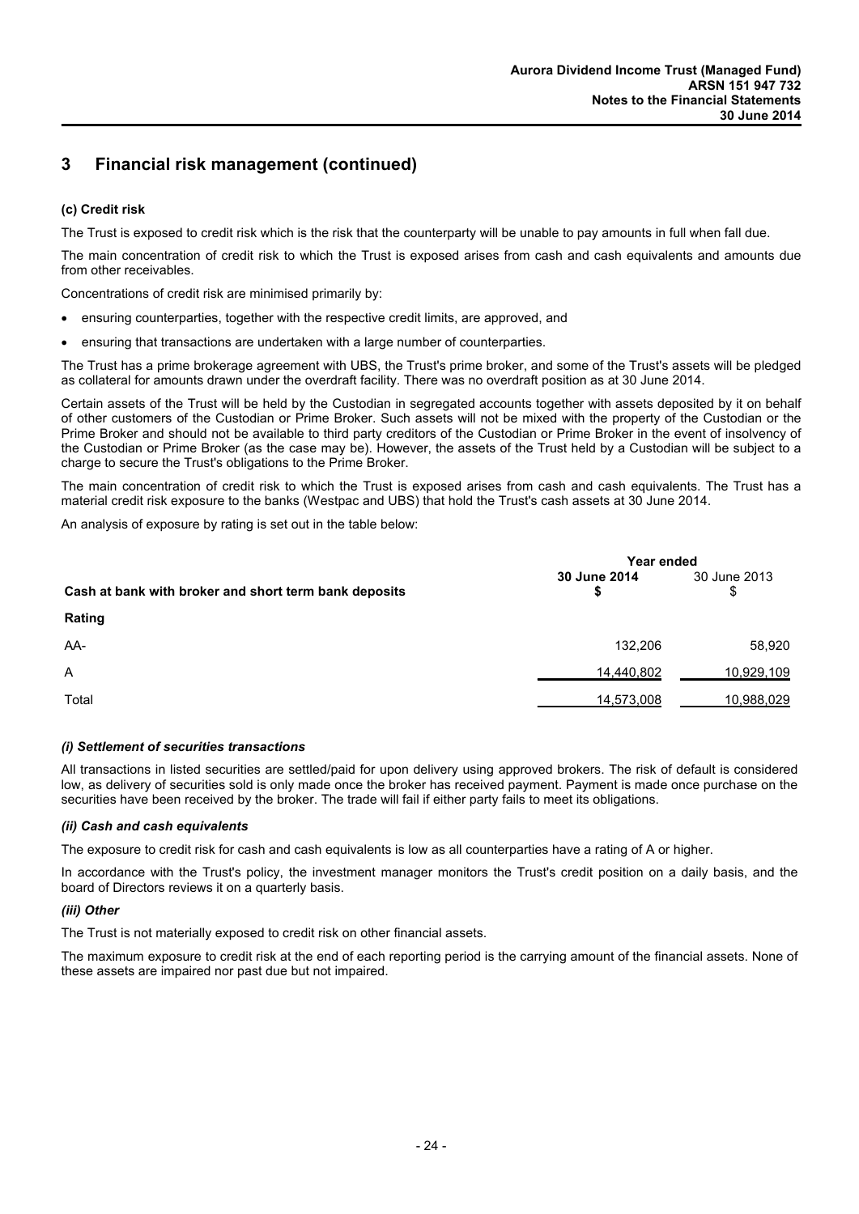## 3 Financial risk management (continued)

### (c) Credit risk

The Trust is exposed to credit risk which is the risk that the counterparty will be unable to pay amounts in full when fall due.

The main concentration of credit risk to which the Trust is exposed arises from cash and cash equivalents and amounts due from other receivables.

Concentrations of credit risk are minimised primarily by:

- ensuring counterparties, together with the respective credit limits, are approved, and
- ensuring that transactions are undertaken with a large number of counterparties.

The Trust has a prime brokerage agreement with UBS, the Trust's prime broker, and some of the Trust's assets will be pledged as collateral for amounts drawn under the overdraft facility. There was no overdraft position as at 30 June 2014.

Certain assets of the Trust will be held by the Custodian in segregated accounts together with assets deposited by it on behalf of other customers of the Custodian or Prime Broker. Such assets will not be mixed with the property of the Custodian or the Prime Broker and should not be available to third party creditors of the Custodian or Prime Broker in the event of insolvency of the Custodian or Prime Broker (as the case may be). However, the assets of the Trust held by a Custodian will be subject to a charge to secure the Trust's obligations to the Prime Broker.

The main concentration of credit risk to which the Trust is exposed arises from cash and cash equivalents. The Trust has a material credit risk exposure to the banks (Westpac and UBS) that hold the Trust's cash assets at 30 June 2014.

An analysis of exposure by rating is set out in the table below:

| | Year ended | |
|---|---|---|
| **Cash at bank with broker and short term bank deposits** | **30 June 2014 $** | 30 June 2013 $ |
| **Rating** | | |
| AA- | 132,206 | 58,920 |
| A | 14,440,802 | 10,929,109 |
| Total | 14,573,008 | 10,988,029 |

#### *(i) Settlement of securities transactions*

All transactions in listed securities are settled/paid for upon delivery using approved brokers. The risk of default is considered low, as delivery of securities sold is only made once the broker has received payment. Payment is made once purchase on the securities have been received by the broker. The trade will fail if either party fails to meet its obligations.

#### *(ii) Cash and cash equivalents*

The exposure to credit risk for cash and cash equivalents is low as all counterparties have a rating of A or higher.

In accordance with the Trust's policy, the investment manager monitors the Trust's credit position on a daily basis, and the board of Directors reviews it on a quarterly basis.

#### *(iii) Other*

The Trust is not materially exposed to credit risk on other financial assets.

The maximum exposure to credit risk at the end of each reporting period is the carrying amount of the financial assets. None of these assets are impaired nor past due but not impaired.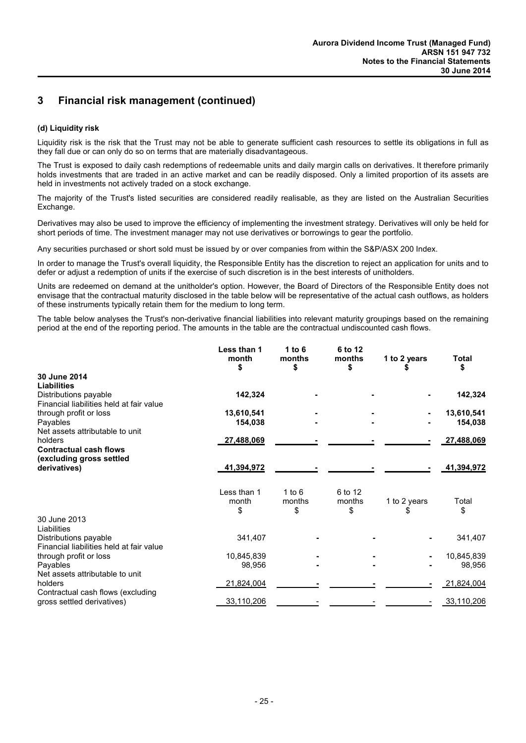## 3 Financial risk management (continued)

### (d) Liquidity risk

Liquidity risk is the risk that the Trust may not be able to generate sufficient cash resources to settle its obligations in full as they fall due or can only do so on terms that are materially disadvantageous.

The Trust is exposed to daily cash redemptions of redeemable units and daily margin calls on derivatives. It therefore primarily holds investments that are traded in an active market and can be readily disposed. Only a limited proportion of its assets are held in investments not actively traded on a stock exchange.

The majority of the Trust's listed securities are considered readily realisable, as they are listed on the Australian Securities Exchange.

Derivatives may also be used to improve the efficiency of implementing the investment strategy. Derivatives will only be held for short periods of time. The investment manager may not use derivatives or borrowings to gear the portfolio.

Any securities purchased or short sold must be issued by or over companies from within the S&P/ASX 200 Index.

In order to manage the Trust's overall liquidity, the Responsible Entity has the discretion to reject an application for units and to defer or adjust a redemption of units if the exercise of such discretion is in the best interests of unitholders.

Units are redeemed on demand at the unitholder's option. However, the Board of Directors of the Responsible Entity does not envisage that the contractual maturity disclosed in the table below will be representative of the actual cash outflows, as holders of these instruments typically retain them for the medium to long term.

The table below analyses the Trust's non-derivative financial liabilities into relevant maturity groupings based on the remaining period at the end of the reporting period. The amounts in the table are the contractual undiscounted cash flows.

| | **Less than 1 month $** | **1 to 6 months $** | **6 to 12 months $** | **1 to 2 years $** | **Total $** |
|---|---|---|---|---|---|
| **30 June 2014** | | | | | |
| **Liabilities** | | | | | |
| Distributions payable | **142,324** | **-** | **-** | **-** | **142,324** |
| Financial liabilities held at fair value through profit or loss | **13,610,541** | **-** | **-** | **-** | **13,610,541** |
| Payables | **154,038** | **-** | **-** | **-** | **154,038** |
| Net assets attributable to unit holders | **27,488,069** | **-** | **-** | **-** | **27,488,069** |
| **Contractual cash flows (excluding gross settled derivatives)** | **41,394,972** | **-** | **-** | **-** | **41,394,972** |

| | Less than 1 month $ | 1 to 6 months $ | 6 to 12 months $ | 1 to 2 years $ | Total $ |
|---|---|---|---|---|---|
| 30 June 2013 | | | | | |
| Liabilities | | | | | |
| Distributions payable | 341,407 | - | - | - | 341,407 |
| Financial liabilities held at fair value through profit or loss | 10,845,839 | - | - | - | 10,845,839 |
| Payables | 98,956 | - | - | - | 98,956 |
| Net assets attributable to unit holders | 21,824,004 | - | - | - | 21,824,004 |
| Contractual cash flows (excluding gross settled derivatives) | 33,110,206 | - | - | - | 33,110,206 |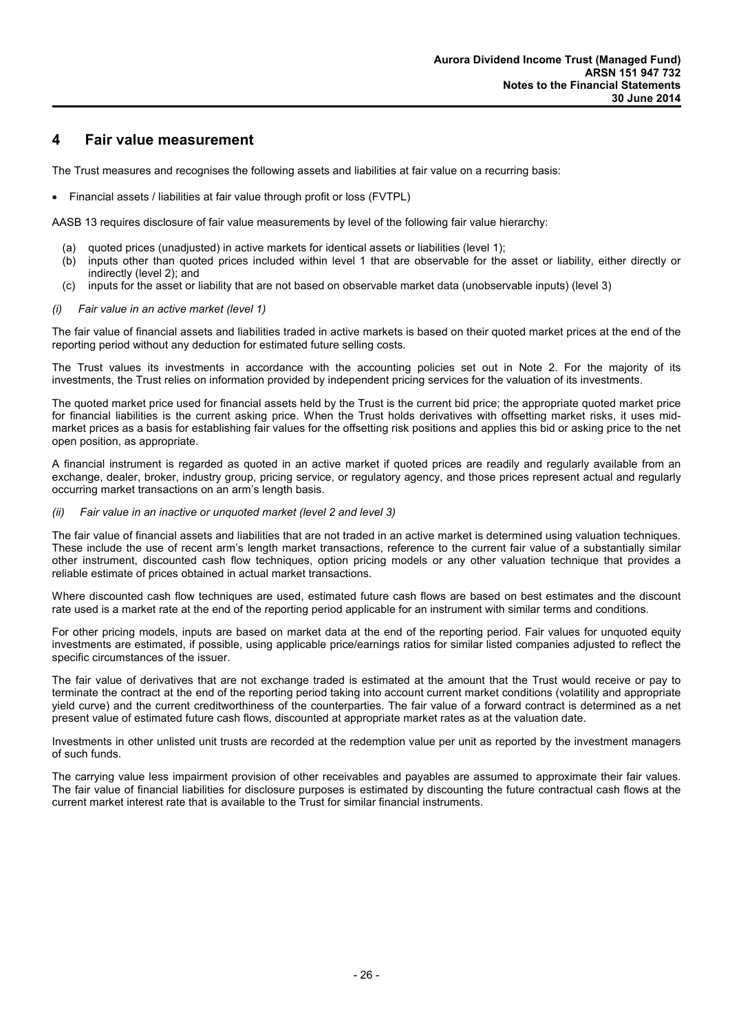## 4 Fair value measurement

The Trust measures and recognises the following assets and liabilities at fair value on a recurring basis:

- Financial assets / liabilities at fair value through profit or loss (FVTPL)

AASB 13 requires disclosure of fair value measurements by level of the following fair value hierarchy:

(a) quoted prices (unadjusted) in active markets for identical assets or liabilities (level 1);
(b) inputs other than quoted prices included within level 1 that are observable for the asset or liability, either directly or indirectly (level 2); and
(c) inputs for the asset or liability that are not based on observable market data (unobservable inputs) (level 3)

*(i) Fair value in an active market (level 1)*

The fair value of financial assets and liabilities traded in active markets is based on their quoted market prices at the end of the reporting period without any deduction for estimated future selling costs.

The Trust values its investments in accordance with the accounting policies set out in Note 2. For the majority of its investments, the Trust relies on information provided by independent pricing services for the valuation of its investments.

The quoted market price used for financial assets held by the Trust is the current bid price; the appropriate quoted market price for financial liabilities is the current asking price. When the Trust holds derivatives with offsetting market risks, it uses mid-market prices as a basis for establishing fair values for the offsetting risk positions and applies this bid or asking price to the net open position, as appropriate.

A financial instrument is regarded as quoted in an active market if quoted prices are readily and regularly available from an exchange, dealer, broker, industry group, pricing service, or regulatory agency, and those prices represent actual and regularly occurring market transactions on an arm's length basis.

*(ii) Fair value in an inactive or unquoted market (level 2 and level 3)*

The fair value of financial assets and liabilities that are not traded in an active market is determined using valuation techniques. These include the use of recent arm's length market transactions, reference to the current fair value of a substantially similar other instrument, discounted cash flow techniques, option pricing models or any other valuation technique that provides a reliable estimate of prices obtained in actual market transactions.

Where discounted cash flow techniques are used, estimated future cash flows are based on best estimates and the discount rate used is a market rate at the end of the reporting period applicable for an instrument with similar terms and conditions.

For other pricing models, inputs are based on market data at the end of the reporting period. Fair values for unquoted equity investments are estimated, if possible, using applicable price/earnings ratios for similar listed companies adjusted to reflect the specific circumstances of the issuer.

The fair value of derivatives that are not exchange traded is estimated at the amount that the Trust would receive or pay to terminate the contract at the end of the reporting period taking into account current market conditions (volatility and appropriate yield curve) and the current creditworthiness of the counterparties. The fair value of a forward contract is determined as a net present value of estimated future cash flows, discounted at appropriate market rates as at the valuation date.

Investments in other unlisted unit trusts are recorded at the redemption value per unit as reported by the investment managers of such funds.

The carrying value less impairment provision of other receivables and payables are assumed to approximate their fair values. The fair value of financial liabilities for disclosure purposes is estimated by discounting the future contractual cash flows at the current market interest rate that is available to the Trust for similar financial instruments.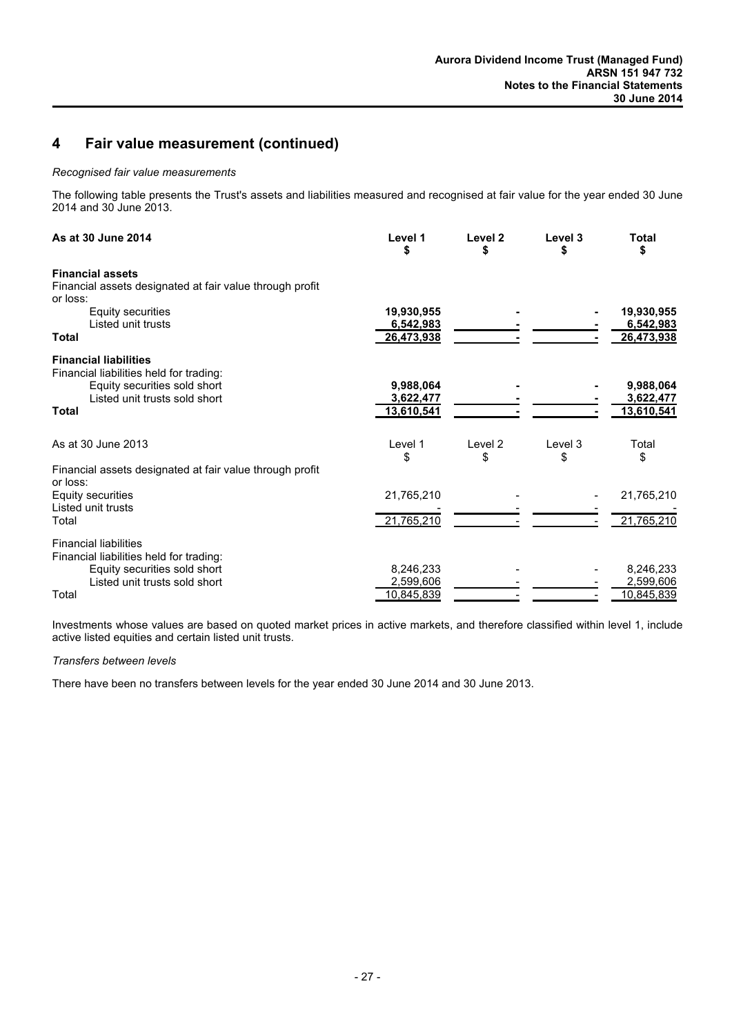## 4 Fair value measurement (continued)

*Recognised fair value measurements*

The following table presents the Trust's assets and liabilities measured and recognised at fair value for the year ended 30 June 2014 and 30 June 2013.

| **As at 30 June 2014** | **Level 1 $** | **Level 2 $** | **Level 3 $** | **Total $** |
|---|---|---|---|---|
| **Financial assets** | | | | |
| Financial assets designated at fair value through profit or loss: | | | | |
| Equity securities | **19,930,955** | **-** | **-** | **19,930,955** |
| Listed unit trusts | **6,542,983** | **-** | **-** | **6,542,983** |
| **Total** | **26,473,938** | **-** | **-** | **26,473,938** |
| **Financial liabilities** | | | | |
| Financial liabilities held for trading: | | | | |
| Equity securities sold short | **9,988,064** | **-** | **-** | **9,988,064** |
| Listed unit trusts sold short | **3,622,477** | **-** | **-** | **3,622,477** |
| **Total** | **13,610,541** | **-** | **-** | **13,610,541** |

| As at 30 June 2013 | Level 1 $ | Level 2 $ | Level 3 $ | Total $ |
|---|---|---|---|---|
| Financial assets designated at fair value through profit or loss: | | | | |
| Equity securities | 21,765,210 | - | - | 21,765,210 |
| Listed unit trusts | - | - | - | - |
| Total | 21,765,210 | - | - | 21,765,210 |
| Financial liabilities | | | | |
| Financial liabilities held for trading: | | | | |
| Equity securities sold short | 8,246,233 | - | - | 8,246,233 |
| Listed unit trusts sold short | 2,599,606 | - | - | 2,599,606 |
| Total | 10,845,839 | - | - | 10,845,839 |

Investments whose values are based on quoted market prices in active markets, and therefore classified within level 1, include active listed equities and certain listed unit trusts.

*Transfers between levels*

There have been no transfers between levels for the year ended 30 June 2014 and 30 June 2013.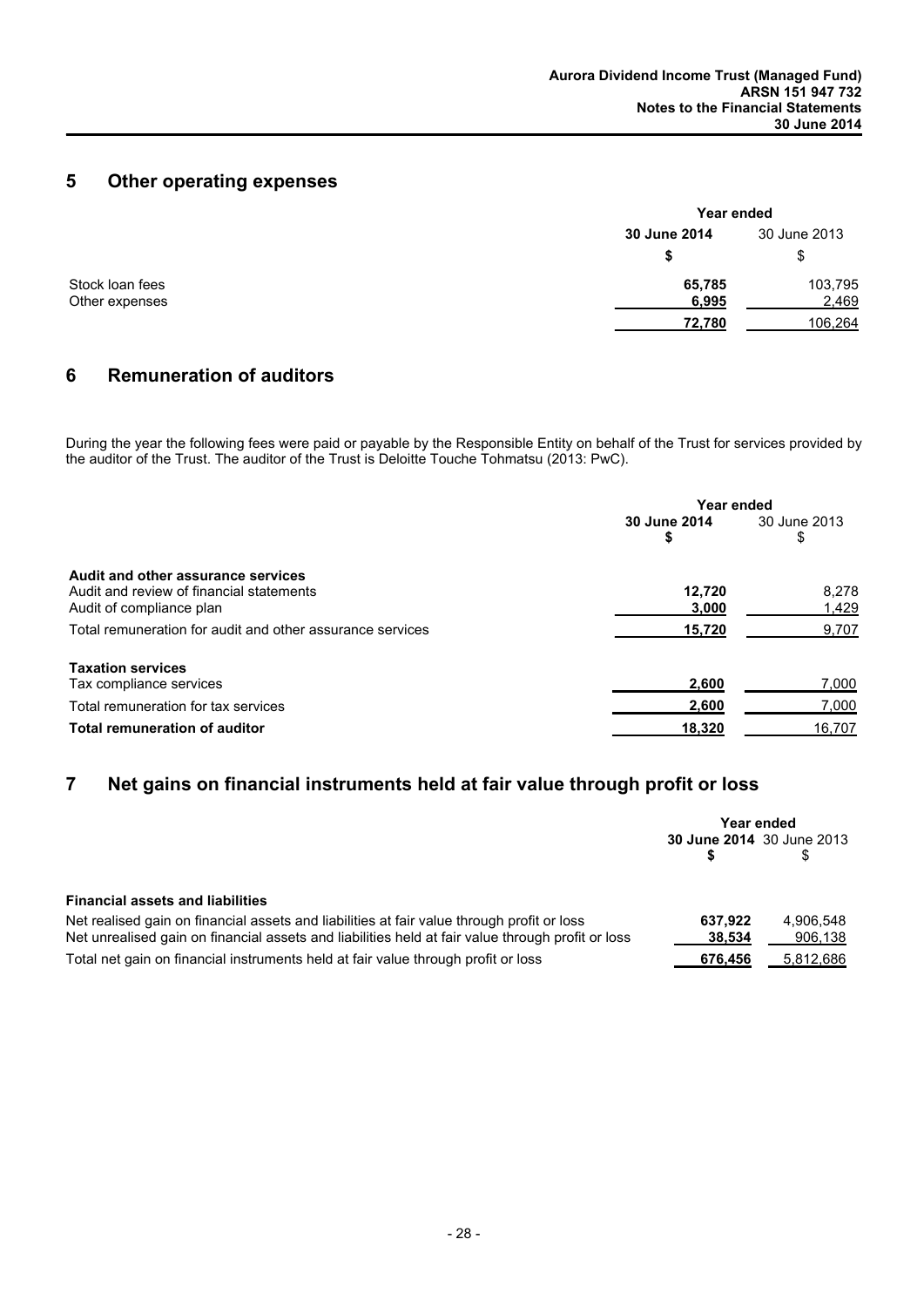## 5 Other operating expenses

| | Year ended | |
|---|---|---|
| | **30 June 2014** | 30 June 2013 |
| | **$** | $ |
| Stock loan fees | **65,785** | 103,795 |
| Other expenses | **6,995** | 2,469 |
| | **72,780** | 106,264 |

## 6 Remuneration of auditors

During the year the following fees were paid or payable by the Responsible Entity on behalf of the Trust for services provided by the auditor of the Trust. The auditor of the Trust is Deloitte Touche Tohmatsu (2013: PwC).

| | Year ended | |
|---|---|---|
| | **30 June 2014** **$** | 30 June 2013 $ |
| **Audit and other assurance services** | | |
| Audit and review of financial statements | **12,720** | 8,278 |
| Audit of compliance plan | **3,000** | 1,429 |
| Total remuneration for audit and other assurance services | **15,720** | 9,707 |
| **Taxation services** | | |
| Tax compliance services | **2,600** | 7,000 |
| Total remuneration for tax services | **2,600** | 7,000 |
| **Total remuneration of auditor** | **18,320** | 16,707 |

## 7 Net gains on financial instruments held at fair value through profit or loss

| | Year ended | |
|---|---|---|
| | **30 June 2014** **$** | 30 June 2013 $ |
| **Financial assets and liabilities** | | |
| Net realised gain on financial assets and liabilities at fair value through profit or loss | **637,922** | 4,906,548 |
| Net unrealised gain on financial assets and liabilities held at fair value through profit or loss | **38,534** | 906,138 |
| Total net gain on financial instruments held at fair value through profit or loss | **676,456** | 5,812,686 |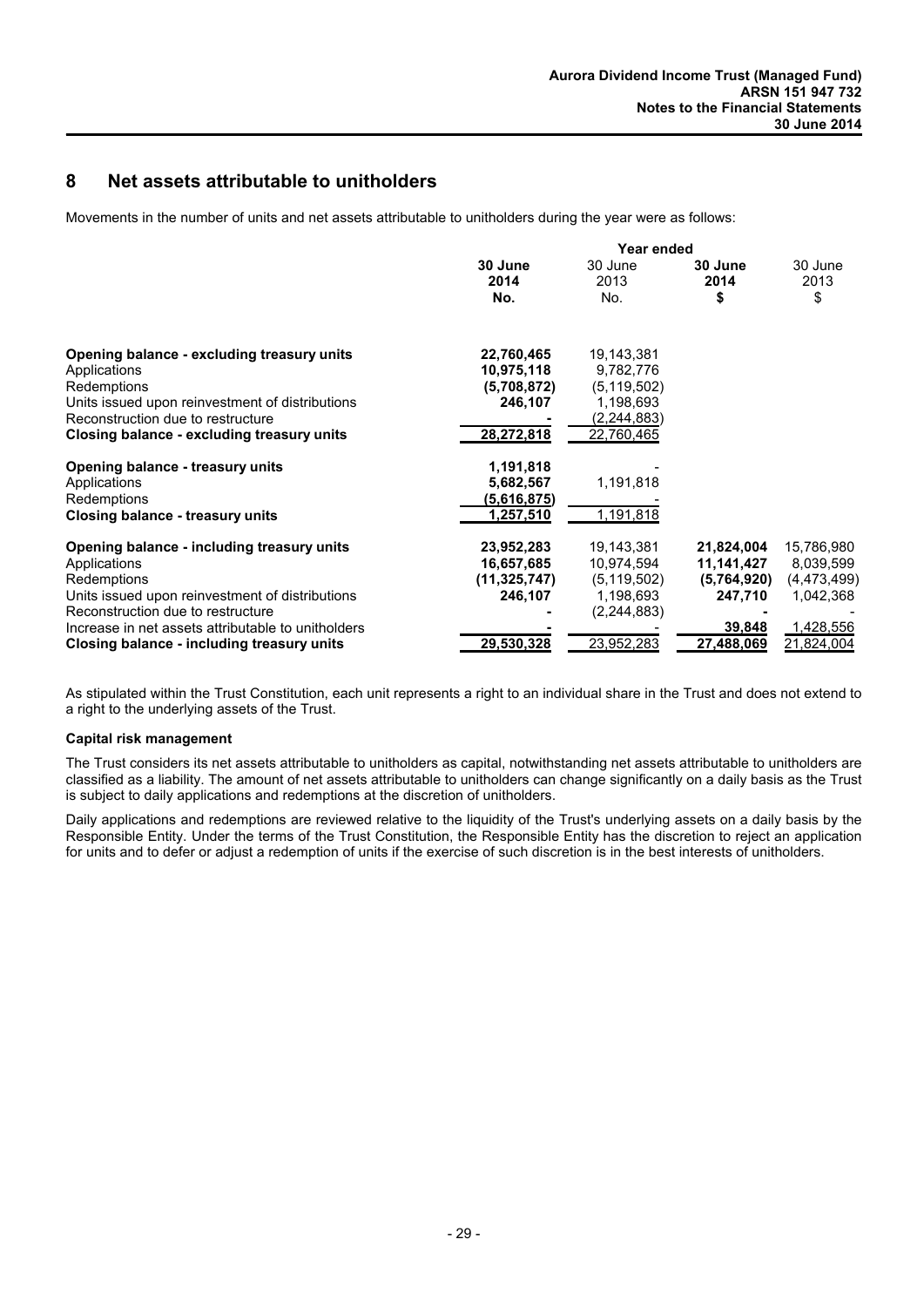## 8 Net assets attributable to unitholders

Movements in the number of units and net assets attributable to unitholders during the year were as follows:

| | Year ended | | | |
|---|---|---|---|---|
| | **30 June 2014 No.** | 30 June 2013 No. | **30 June 2014 $** | 30 June 2013 $ |
| **Opening balance - excluding treasury units** | **22,760,465** | 19,143,381 | | |
| Applications | **10,975,118** | 9,782,776 | | |
| Redemptions | **(5,708,872)** | (5,119,502) | | |
| Units issued upon reinvestment of distributions | **246,107** | 1,198,693 | | |
| Reconstruction due to restructure | **-** | (2,244,883) | | |
| **Closing balance - excluding treasury units** | **28,272,818** | 22,760,465 | | |
| **Opening balance - treasury units** | **1,191,818** | - | | |
| Applications | **5,682,567** | 1,191,818 | | |
| Redemptions | **(5,616,875)** | - | | |
| **Closing balance - treasury units** | **1,257,510** | 1,191,818 | | |
| **Opening balance - including treasury units** | **23,952,283** | 19,143,381 | **21,824,004** | 15,786,980 |
| Applications | **16,657,685** | 10,974,594 | **11,141,427** | 8,039,599 |
| Redemptions | **(11,325,747)** | (5,119,502) | **(5,764,920)** | (4,473,499) |
| Units issued upon reinvestment of distributions | **246,107** | 1,198,693 | **247,710** | 1,042,368 |
| Reconstruction due to restructure | **-** | (2,244,883) | **-** | - |
| Increase in net assets attributable to unitholders | **-** | - | **39,848** | 1,428,556 |
| **Closing balance - including treasury units** | **29,530,328** | 23,952,283 | **27,488,069** | 21,824,004 |

As stipulated within the Trust Constitution, each unit represents a right to an individual share in the Trust and does not extend to a right to the underlying assets of the Trust.

**Capital risk management**

The Trust considers its net assets attributable to unitholders as capital, notwithstanding net assets attributable to unitholders are classified as a liability. The amount of net assets attributable to unitholders can change significantly on a daily basis as the Trust is subject to daily applications and redemptions at the discretion of unitholders.

Daily applications and redemptions are reviewed relative to the liquidity of the Trust's underlying assets on a daily basis by the Responsible Entity. Under the terms of the Trust Constitution, the Responsible Entity has the discretion to reject an application for units and to defer or adjust a redemption of units if the exercise of such discretion is in the best interests of unitholders.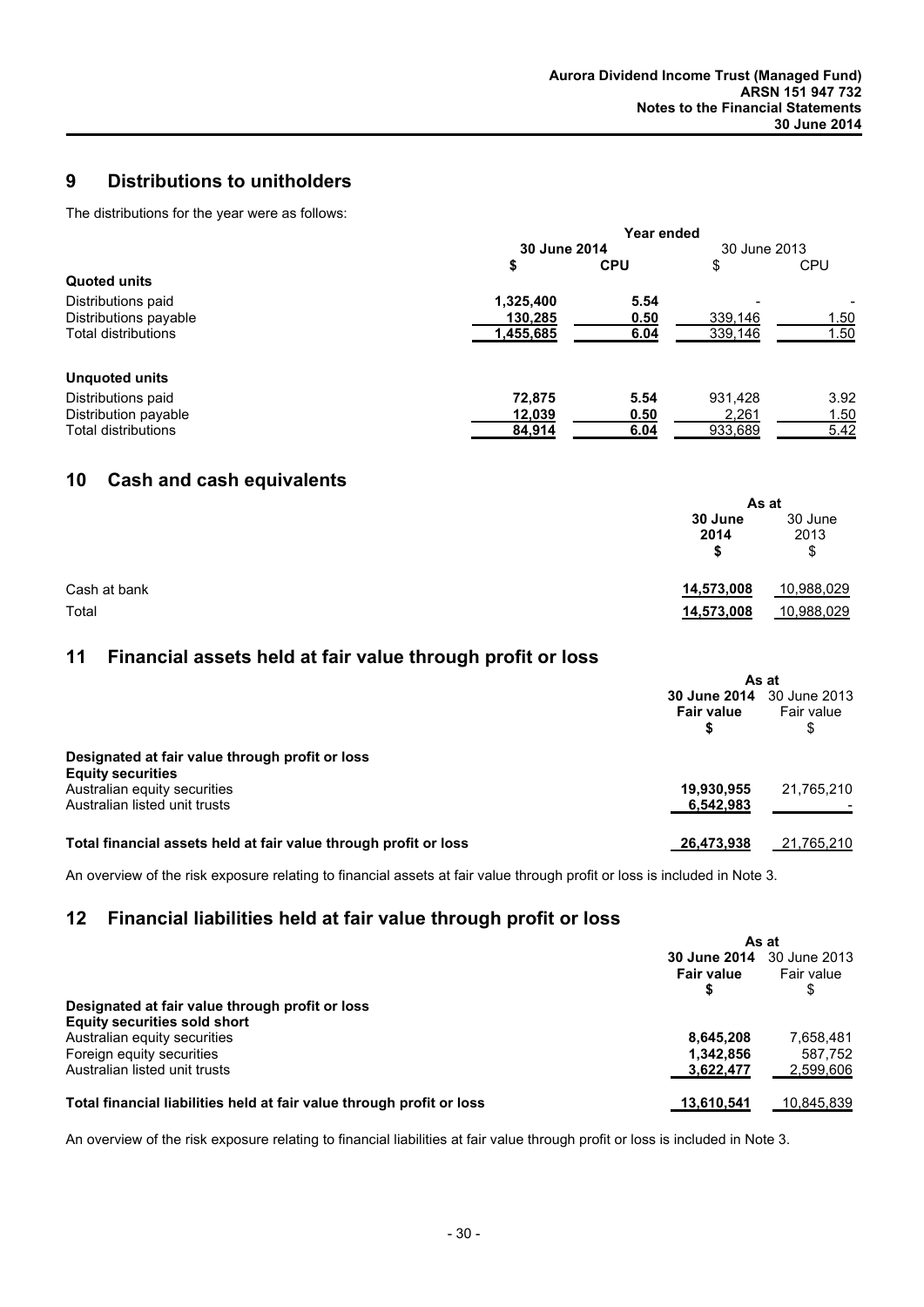## 9 Distributions to unitholders

The distributions for the year were as follows:

| | Year ended | | | |
|---|---|---|---|---|
| | **30 June 2014** | | 30 June 2013 | |
| | **$** | **CPU** | $ | CPU |
| **Quoted units** | | | | |
| Distributions paid | **1,325,400** | **5.54** | - | - |
| Distributions payable | **130,285** | **0.50** | 339,146 | 1.50 |
| Total distributions | **1,455,685** | **6.04** | 339,146 | 1.50 |
| **Unquoted units** | | | | |
| Distributions paid | **72,875** | **5.54** | 931,428 | 3.92 |
| Distribution payable | **12,039** | **0.50** | 2,261 | 1.50 |
| Total distributions | **84,914** | **6.04** | 933,689 | 5.42 |

## 10 Cash and cash equivalents

| | As at | |
|---|---|---|
| | **30 June 2014 $** | 30 June 2013 $ |
| Cash at bank | **14,573,008** | 10,988,029 |
| Total | **14,573,008** | 10,988,029 |

## 11 Financial assets held at fair value through profit or loss

| | As at | |
|---|---|---|
| | **30 June 2014 Fair value $** | 30 June 2013 Fair value $ |
| **Designated at fair value through profit or loss** | | |
| **Equity securities** | | |
| Australian equity securities | **19,930,955** | 21,765,210 |
| Australian listed unit trusts | **6,542,983** | - |
| **Total financial assets held at fair value through profit or loss** | **26,473,938** | 21,765,210 |

An overview of the risk exposure relating to financial assets at fair value through profit or loss is included in Note 3.

## 12 Financial liabilities held at fair value through profit or loss

| | As at | |
|---|---|---|
| | **30 June 2014 Fair value $** | 30 June 2013 Fair value $ |
| **Designated at fair value through profit or loss** | | |
| **Equity securities sold short** | | |
| Australian equity securities | **8,645,208** | 7,658,481 |
| Foreign equity securities | **1,342,856** | 587,752 |
| Australian listed unit trusts | **3,622,477** | 2,599,606 |
| **Total financial liabilities held at fair value through profit or loss** | **13,610,541** | 10,845,839 |

An overview of the risk exposure relating to financial liabilities at fair value through profit or loss is included in Note 3.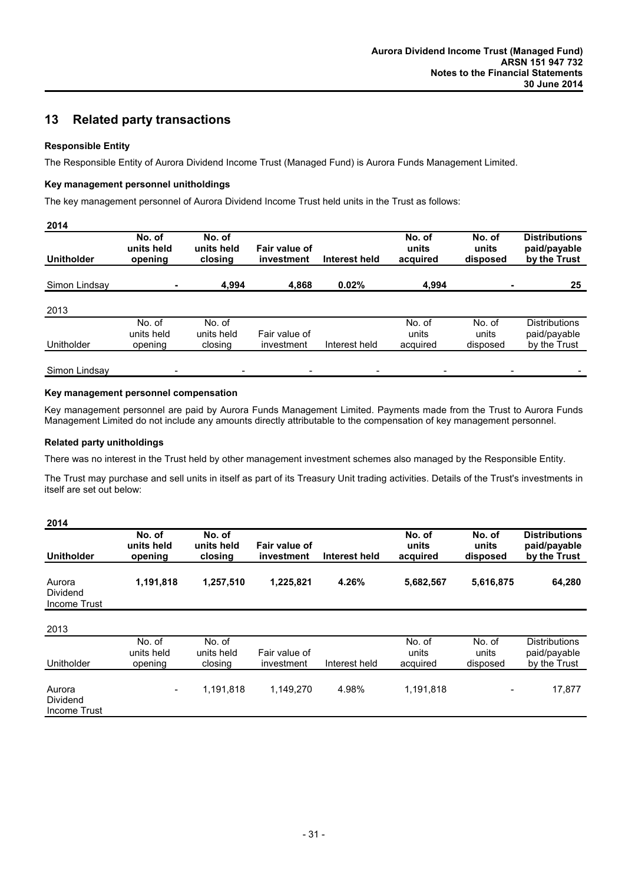## 13 Related party transactions

**Responsible Entity**

The Responsible Entity of Aurora Dividend Income Trust (Managed Fund) is Aurora Funds Management Limited.

**Key management personnel unitholdings**

The key management personnel of Aurora Dividend Income Trust held units in the Trust as follows:

**2014**

| **Unitholder** | **No. of units held opening** | **No. of units held closing** | **Fair value of investment** | **Interest held** | **No. of units acquired** | **No. of units disposed** | **Distributions paid/payable by the Trust** |
|---|---|---|---|---|---|---|---|
| Simon Lindsay | **-** | **4,994** | **4,868** | **0.02%** | **4,994** | **-** | **25** |

2013

| Unitholder | No. of units held opening | No. of units held closing | Fair value of investment | Interest held | No. of units acquired | No. of units disposed | Distributions paid/payable by the Trust |
|---|---|---|---|---|---|---|---|
| Simon Lindsay | - | - | - | - | - | - | - |

**Key management personnel compensation**

Key management personnel are paid by Aurora Funds Management Limited. Payments made from the Trust to Aurora Funds Management Limited do not include any amounts directly attributable to the compensation of key management personnel.

**Related party unitholdings**

There was no interest in the Trust held by other management investment schemes also managed by the Responsible Entity.

The Trust may purchase and sell units in itself as part of its Treasury Unit trading activities. Details of the Trust's investments in itself are set out below:

**2014**

| **Unitholder** | **No. of units held opening** | **No. of units held closing** | **Fair value of investment** | **Interest held** | **No. of units acquired** | **No. of units disposed** | **Distributions paid/payable by the Trust** |
|---|---|---|---|---|---|---|---|
| Aurora Dividend Income Trust | **1,191,818** | **1,257,510** | **1,225,821** | **4.26%** | **5,682,567** | **5,616,875** | **64,280** |

2013

| Unitholder | No. of units held opening | No. of units held closing | Fair value of investment | Interest held | No. of units acquired | No. of units disposed | Distributions paid/payable by the Trust |
|---|---|---|---|---|---|---|---|
| Aurora Dividend Income Trust | - | 1,191,818 | 1,149,270 | 4.98% | 1,191,818 | - | 17,877 |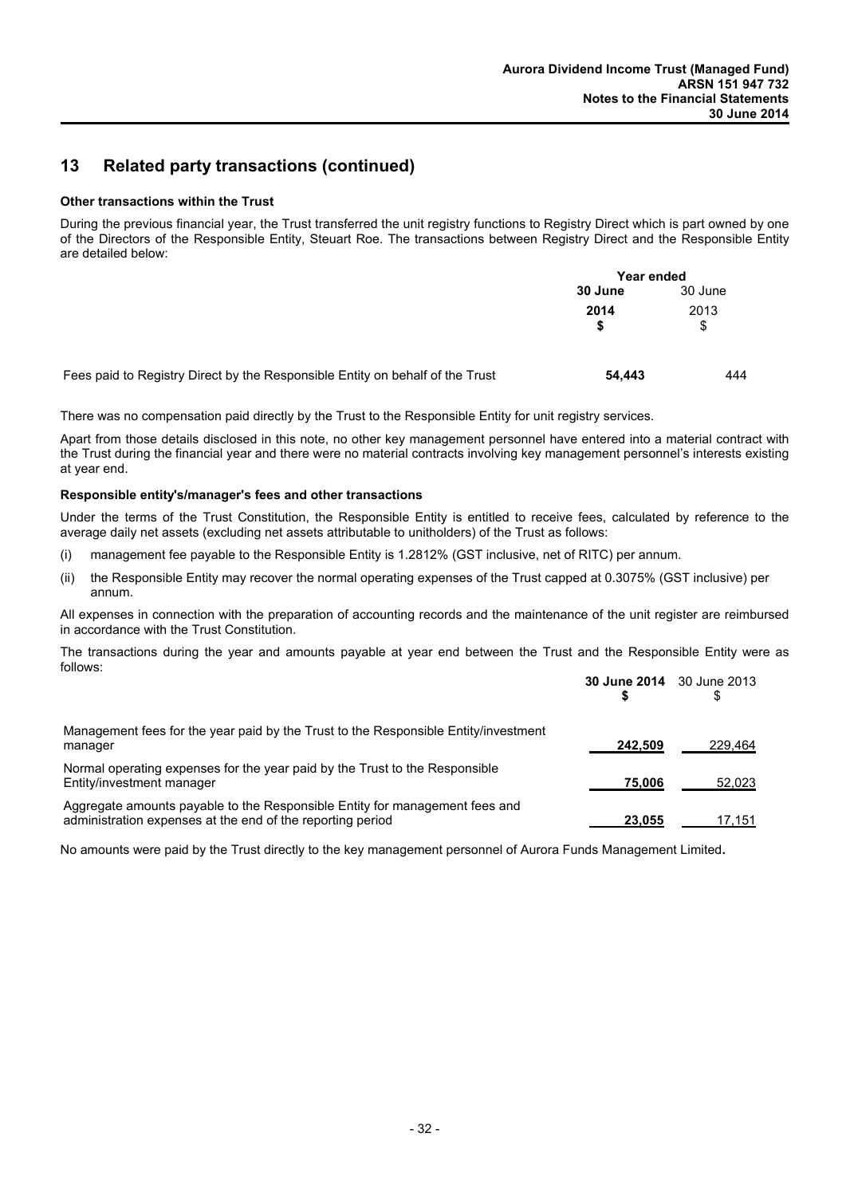## 13 Related party transactions (continued)

**Other transactions within the Trust**

During the previous financial year, the Trust transferred the unit registry functions to Registry Direct which is part owned by one of the Directors of the Responsible Entity, Steuart Roe. The transactions between Registry Direct and the Responsible Entity are detailed below:

| | Year ended | |
|---|---|---|
| | **30 June 2014 $** | 30 June 2013 $ |
| Fees paid to Registry Direct by the Responsible Entity on behalf of the Trust | **54,443** | 444 |

There was no compensation paid directly by the Trust to the Responsible Entity for unit registry services.

Apart from those details disclosed in this note, no other key management personnel have entered into a material contract with the Trust during the financial year and there were no material contracts involving key management personnel's interests existing at year end.

**Responsible entity's/manager's fees and other transactions**

Under the terms of the Trust Constitution, the Responsible Entity is entitled to receive fees, calculated by reference to the average daily net assets (excluding net assets attributable to unitholders) of the Trust as follows:

(i) management fee payable to the Responsible Entity is 1.2812% (GST inclusive, net of RITC) per annum.

(ii) the Responsible Entity may recover the normal operating expenses of the Trust capped at 0.3075% (GST inclusive) per annum.

All expenses in connection with the preparation of accounting records and the maintenance of the unit register are reimbursed in accordance with the Trust Constitution.

The transactions during the year and amounts payable at year end between the Trust and the Responsible Entity were as follows:

| | **30 June 2014 $** | 30 June 2013 $ |
|---|---|---|
| Management fees for the year paid by the Trust to the Responsible Entity/investment manager | **242,509** | 229,464 |
| Normal operating expenses for the year paid by the Trust to the Responsible Entity/investment manager | **75,006** | 52,023 |
| Aggregate amounts payable to the Responsible Entity for management fees and administration expenses at the end of the reporting period | **23,055** | 17,151 |

No amounts were paid by the Trust directly to the key management personnel of Aurora Funds Management Limited**.**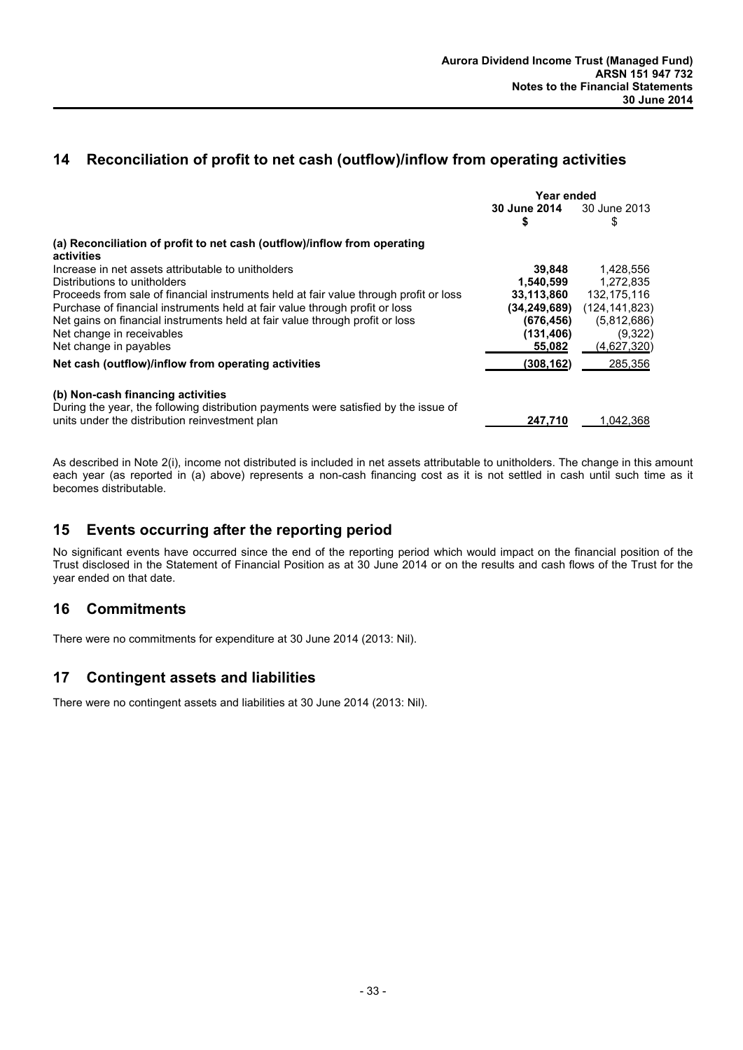## 14 Reconciliation of profit to net cash (outflow)/inflow from operating activities

| | Year ended | |
|---|---|---|
| | **30 June 2014** | 30 June 2013 |
| | **$** | $ |
| **(a) Reconciliation of profit to net cash (outflow)/inflow from operating activities** | | |
| Increase in net assets attributable to unitholders | **39,848** | 1,428,556 |
| Distributions to unitholders | **1,540,599** | 1,272,835 |
| Proceeds from sale of financial instruments held at fair value through profit or loss | **33,113,860** | 132,175,116 |
| Purchase of financial instruments held at fair value through profit or loss | **(34,249,689)** | (124,141,823) |
| Net gains on financial instruments held at fair value through profit or loss | **(676,456)** | (5,812,686) |
| Net change in receivables | **(131,406)** | (9,322) |
| Net change in payables | **55,082** | (4,627,320) |
| **Net cash (outflow)/inflow from operating activities** | **(308,162)** | 285,356 |
| **(b) Non-cash financing activities** | | |
| During the year, the following distribution payments were satisfied by the issue of units under the distribution reinvestment plan | **247,710** | 1,042,368 |

As described in Note 2(i), income not distributed is included in net assets attributable to unitholders. The change in this amount each year (as reported in (a) above) represents a non-cash financing cost as it is not settled in cash until such time as it becomes distributable.

## 15 Events occurring after the reporting period

No significant events have occurred since the end of the reporting period which would impact on the financial position of the Trust disclosed in the Statement of Financial Position as at 30 June 2014 or on the results and cash flows of the Trust for the year ended on that date.

## 16 Commitments

There were no commitments for expenditure at 30 June 2014 (2013: Nil).

## 17 Contingent assets and liabilities

There were no contingent assets and liabilities at 30 June 2014 (2013: Nil).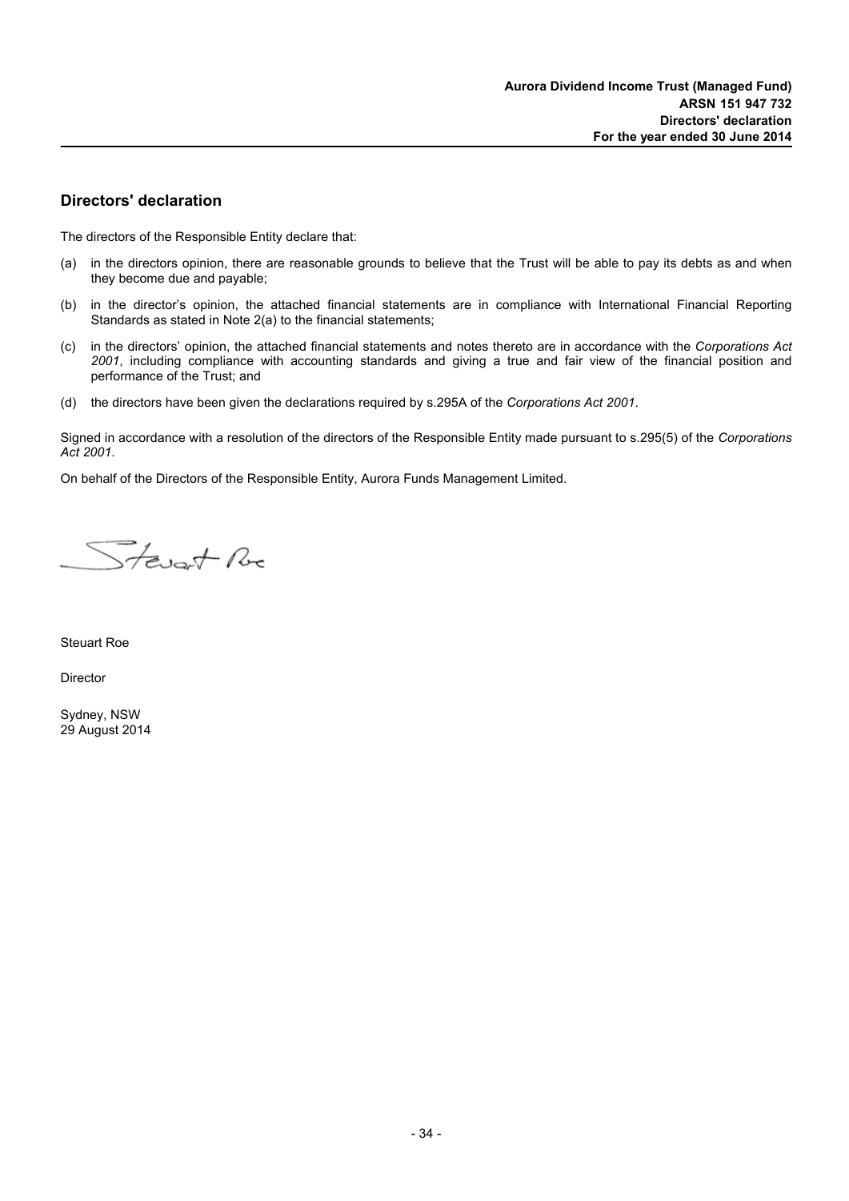## Directors' declaration

The directors of the Responsible Entity declare that:

(a) in the directors opinion, there are reasonable grounds to believe that the Trust will be able to pay its debts as and when they become due and payable;

(b) in the director's opinion, the attached financial statements are in compliance with International Financial Reporting Standards as stated in Note 2(a) to the financial statements;

(c) in the directors' opinion, the attached financial statements and notes thereto are in accordance with the *Corporations Act 2001*, including compliance with accounting standards and giving a true and fair view of the financial position and performance of the Trust; and

(d) the directors have been given the declarations required by s.295A of the *Corporations Act 2001*.

Signed in accordance with a resolution of the directors of the Responsible Entity made pursuant to s.295(5) of the *Corporations Act 2001*.

On behalf of the Directors of the Responsible Entity, Aurora Funds Management Limited.

Steuart Roe

Director

Sydney, NSW
29 August 2014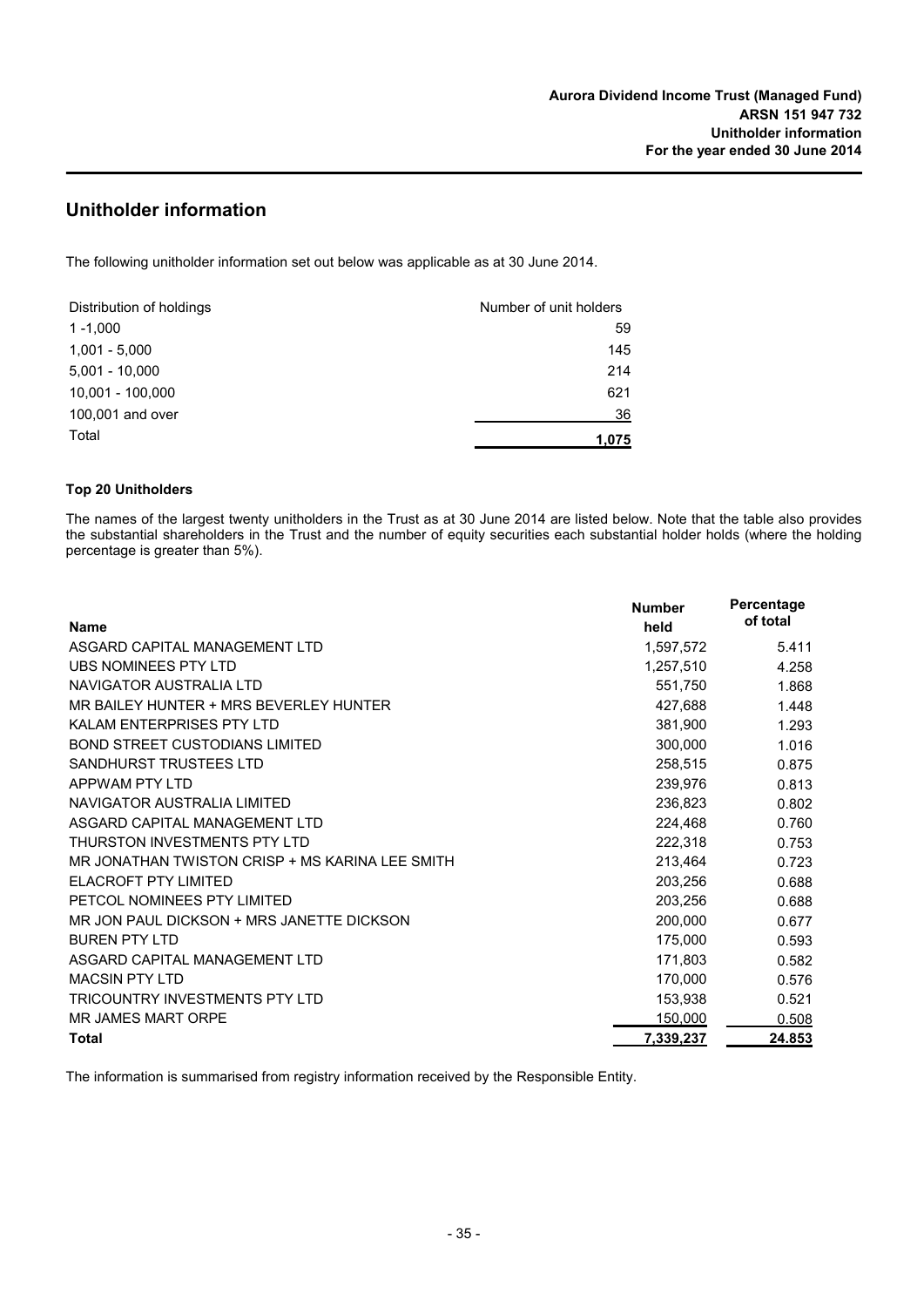# Unitholder information

The following unitholder information set out below was applicable as at 30 June 2014.

| Distribution of holdings | Number of unit holders |
|---|---|
| 1 -1,000 | 59 |
| 1,001 - 5,000 | 145 |
| 5,001 - 10,000 | 214 |
| 10,001 - 100,000 | 621 |
| 100,001 and over | 36 |
| Total | **1,075** |

### Top 20 Unitholders

The names of the largest twenty unitholders in the Trust as at 30 June 2014 are listed below. Note that the table also provides the substantial shareholders in the Trust and the number of equity securities each substantial holder holds (where the holding percentage is greater than 5%).

| Name | Number held | Percentage of total |
|---|---|---|
| ASGARD CAPITAL MANAGEMENT LTD | 1,597,572 | 5.411 |
| UBS NOMINEES PTY LTD | 1,257,510 | 4.258 |
| NAVIGATOR AUSTRALIA LTD | 551,750 | 1.868 |
| MR BAILEY HUNTER + MRS BEVERLEY HUNTER | 427,688 | 1.448 |
| KALAM ENTERPRISES PTY LTD | 381,900 | 1.293 |
| BOND STREET CUSTODIANS LIMITED | 300,000 | 1.016 |
| SANDHURST TRUSTEES LTD | 258,515 | 0.875 |
| APPWAM PTY LTD | 239,976 | 0.813 |
| NAVIGATOR AUSTRALIA LIMITED | 236,823 | 0.802 |
| ASGARD CAPITAL MANAGEMENT LTD | 224,468 | 0.760 |
| THURSTON INVESTMENTS PTY LTD | 222,318 | 0.753 |
| MR JONATHAN TWISTON CRISP + MS KARINA LEE SMITH | 213,464 | 0.723 |
| ELACROFT PTY LIMITED | 203,256 | 0.688 |
| PETCOL NOMINEES PTY LIMITED | 203,256 | 0.688 |
| MR JON PAUL DICKSON + MRS JANETTE DICKSON | 200,000 | 0.677 |
| BUREN PTY LTD | 175,000 | 0.593 |
| ASGARD CAPITAL MANAGEMENT LTD | 171,803 | 0.582 |
| MACSIN PTY LTD | 170,000 | 0.576 |
| TRICOUNTRY INVESTMENTS PTY LTD | 153,938 | 0.521 |
| MR JAMES MART ORPE | 150,000 | 0.508 |
| **Total** | **7,339,237** | **24.853** |

The information is summarised from registry information received by the Responsible Entity.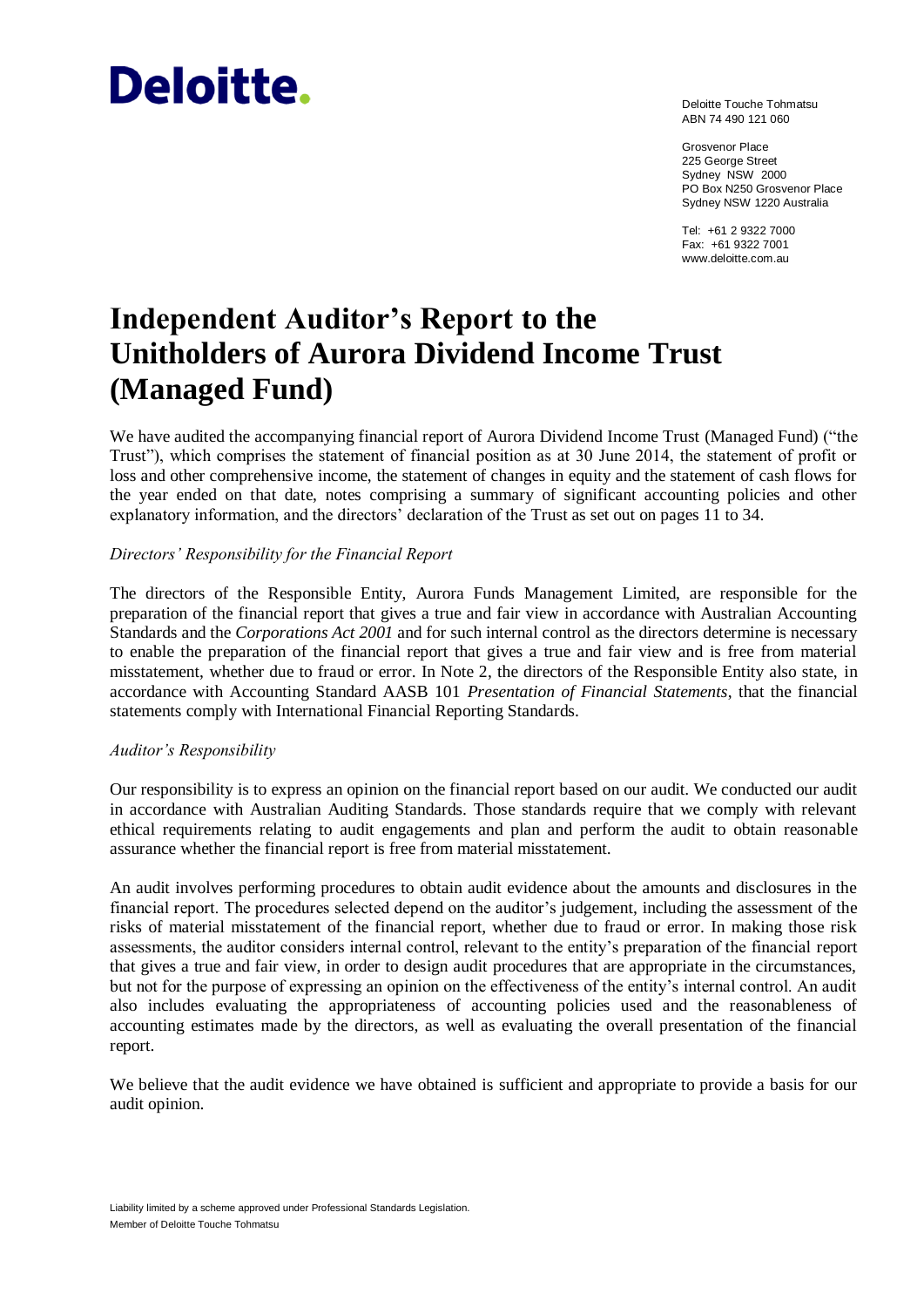Deloitte.

Deloitte Touche Tohmatsu
ABN 74 490 121 060

Grosvenor Place
225 George Street
Sydney NSW 2000
PO Box N250 Grosvenor Place
Sydney NSW 1220 Australia

Tel: +61 2 9322 7000
Fax: +61 9322 7001
www.deloitte.com.au

# Independent Auditor's Report to the Unitholders of Aurora Dividend Income Trust (Managed Fund)

We have audited the accompanying financial report of Aurora Dividend Income Trust (Managed Fund) ("the Trust"), which comprises the statement of financial position as at 30 June 2014, the statement of profit or loss and other comprehensive income, the statement of changes in equity and the statement of cash flows for the year ended on that date, notes comprising a summary of significant accounting policies and other explanatory information, and the directors' declaration of the Trust as set out on pages 11 to 34.

*Directors' Responsibility for the Financial Report*

The directors of the Responsible Entity, Aurora Funds Management Limited, are responsible for the preparation of the financial report that gives a true and fair view in accordance with Australian Accounting Standards and the *Corporations Act 2001* and for such internal control as the directors determine is necessary to enable the preparation of the financial report that gives a true and fair view and is free from material misstatement, whether due to fraud or error. In Note 2, the directors of the Responsible Entity also state, in accordance with Accounting Standard AASB 101 *Presentation of Financial Statements*, that the financial statements comply with International Financial Reporting Standards.

*Auditor's Responsibility*

Our responsibility is to express an opinion on the financial report based on our audit. We conducted our audit in accordance with Australian Auditing Standards. Those standards require that we comply with relevant ethical requirements relating to audit engagements and plan and perform the audit to obtain reasonable assurance whether the financial report is free from material misstatement.

An audit involves performing procedures to obtain audit evidence about the amounts and disclosures in the financial report. The procedures selected depend on the auditor's judgement, including the assessment of the risks of material misstatement of the financial report, whether due to fraud or error. In making those risk assessments, the auditor considers internal control, relevant to the entity's preparation of the financial report that gives a true and fair view, in order to design audit procedures that are appropriate in the circumstances, but not for the purpose of expressing an opinion on the effectiveness of the entity's internal control. An audit also includes evaluating the appropriateness of accounting policies used and the reasonableness of accounting estimates made by the directors, as well as evaluating the overall presentation of the financial report.

We believe that the audit evidence we have obtained is sufficient and appropriate to provide a basis for our audit opinion.

Liability limited by a scheme approved under Professional Standards Legislation.
Member of Deloitte Touche Tohmatsu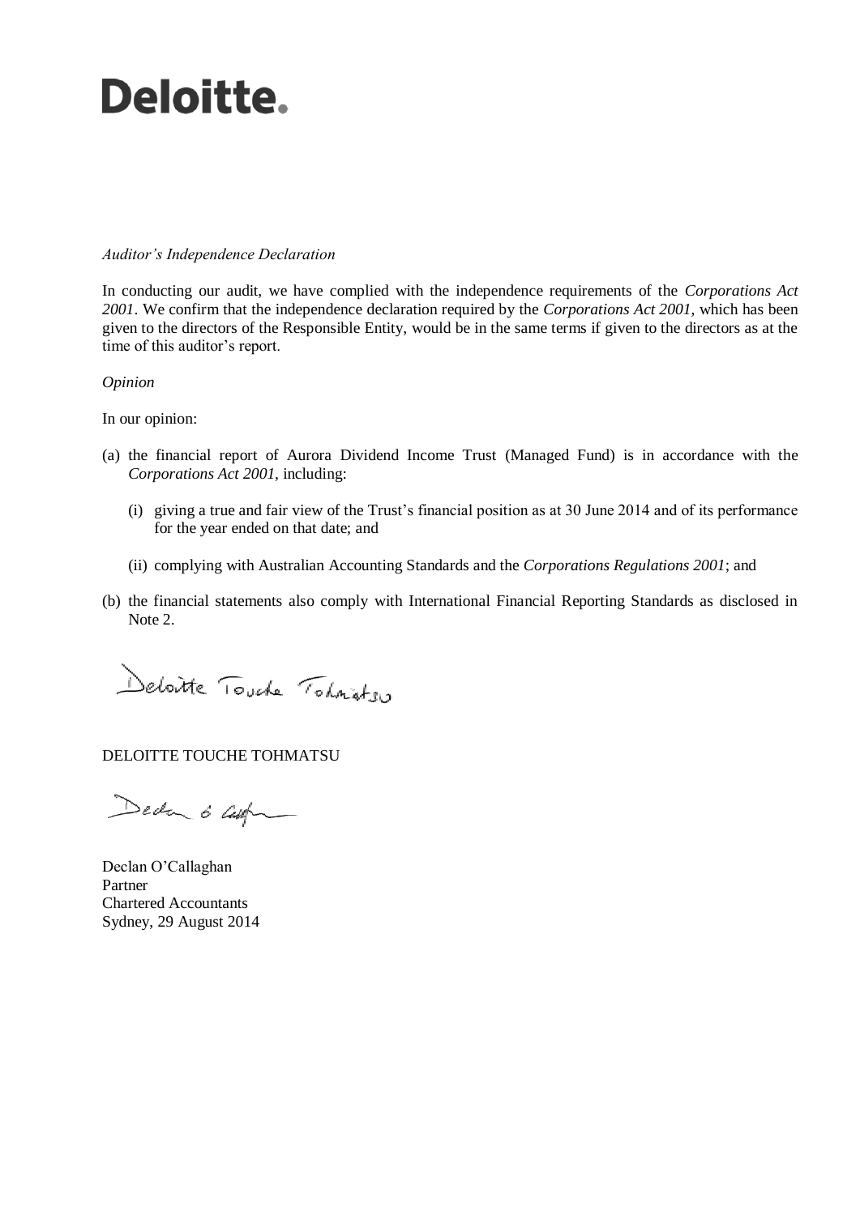# Deloitte.

*Auditor's Independence Declaration*

In conducting our audit, we have complied with the independence requirements of the *Corporations Act 2001*. We confirm that the independence declaration required by the *Corporations Act 2001*, which has been given to the directors of the Responsible Entity, would be in the same terms if given to the directors as at the time of this auditor's report.

*Opinion*

In our opinion:

(a) the financial report of Aurora Dividend Income Trust (Managed Fund) is in accordance with the *Corporations Act 2001*, including:

   (i) giving a true and fair view of the Trust's financial position as at 30 June 2014 and of its performance for the year ended on that date; and

   (ii) complying with Australian Accounting Standards and the *Corporations Regulations 2001*; and

(b) the financial statements also comply with International Financial Reporting Standards as disclosed in Note 2.

Deloitte Touche Tohmatsu

DELOITTE TOUCHE TOHMATSU

Declan O'Callaghan

Declan O'Callaghan
Partner
Chartered Accountants
Sydney, 29 August 2014